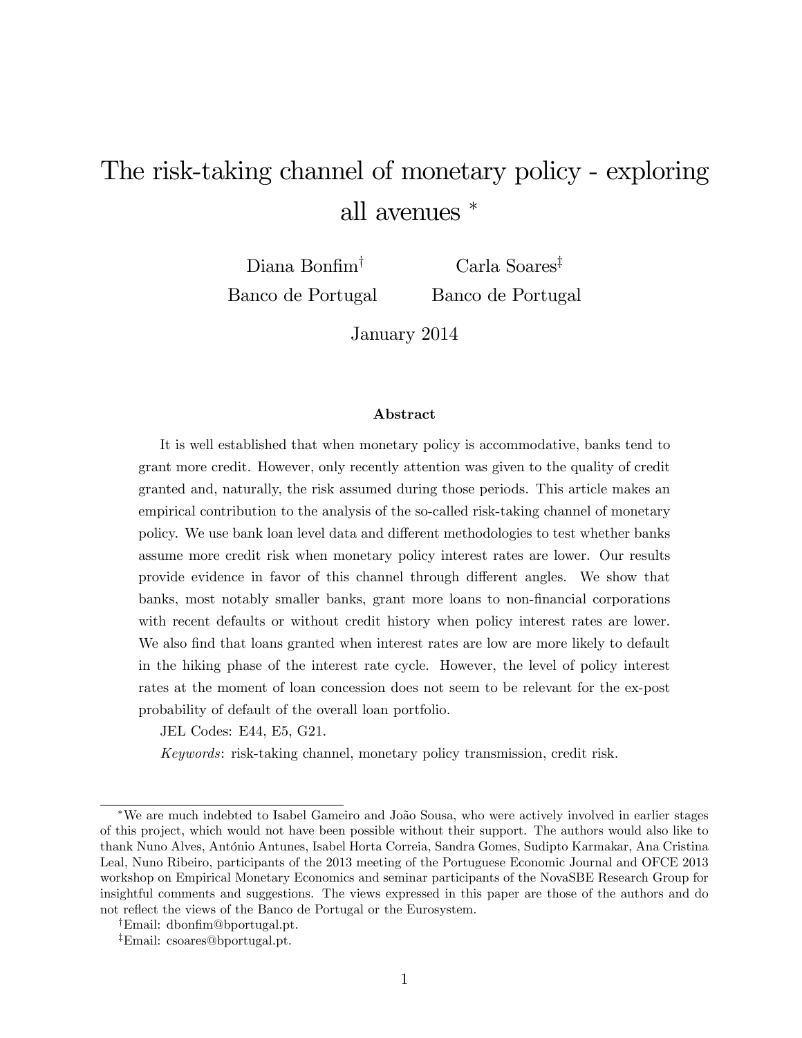# The risk-taking channel of monetary policy - exploring all avenues *

Diana Bonfim[†] Carla Soares[‡]

Banco de Portugal Banco de Portugal

January 2014

### Abstract

It is well established that when monetary policy is accommodative, banks tend to grant more credit. However, only recently attention was given to the quality of credit granted and, naturally, the risk assumed during those periods. This article makes an empirical contribution to the analysis of the so-called risk-taking channel of monetary policy. We use bank loan level data and different methodologies to test whether banks assume more credit risk when monetary policy interest rates are lower. Our results provide evidence in favor of this channel through different angles. We show that banks, most notably smaller banks, grant more loans to non-financial corporations with recent defaults or without credit history when policy interest rates are lower. We also find that loans granted when interest rates are low are more likely to default in the hiking phase of the interest rate cycle. However, the level of policy interest rates at the moment of loan concession does not seem to be relevant for the ex-post probability of default of the overall loan portfolio.

JEL Codes: E44, E5, G21.

*Keywords*: risk-taking channel, monetary policy transmission, credit risk.

---

*We are much indebted to Isabel Gameiro and João Sousa, who were actively involved in earlier stages of this project, which would not have been possible without their support. The authors would also like to thank Nuno Alves, António Antunes, Isabel Horta Correia, Sandra Gomes, Sudipto Karmakar, Ana Cristina Leal, Nuno Ribeiro, participants of the 2013 meeting of the Portuguese Economic Journal and OFCE 2013 workshop on Empirical Monetary Economics and seminar participants of the NovaSBE Research Group for insightful comments and suggestions. The views expressed in this paper are those of the authors and do not reflect the views of the Banco de Portugal or the Eurosystem.

[†]Email: dbonfim@bportugal.pt.

[‡]Email: csoares@bportugal.pt.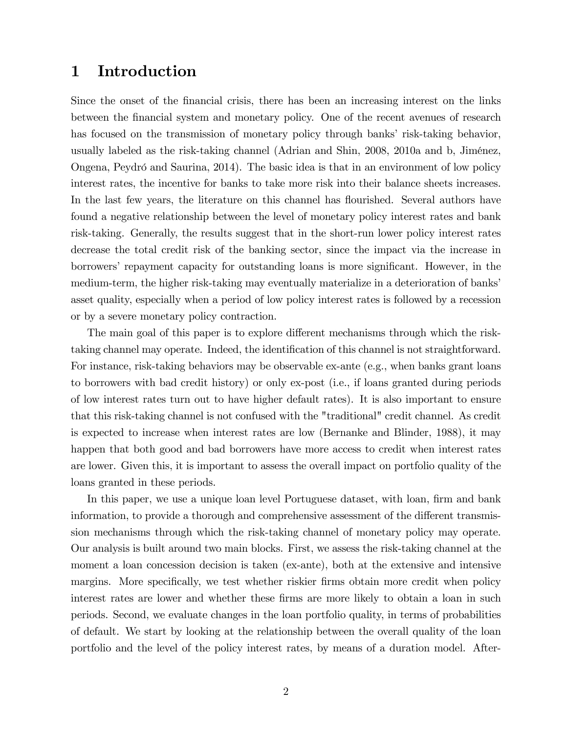# 1 Introduction

Since the onset of the financial crisis, there has been an increasing interest on the links between the financial system and monetary policy. One of the recent avenues of research has focused on the transmission of monetary policy through banks' risk-taking behavior, usually labeled as the risk-taking channel (Adrian and Shin, 2008, 2010a and b, Jiménez, Ongena, Peydró and Saurina, 2014). The basic idea is that in an environment of low policy interest rates, the incentive for banks to take more risk into their balance sheets increases. In the last few years, the literature on this channel has flourished. Several authors have found a negative relationship between the level of monetary policy interest rates and bank risk-taking. Generally, the results suggest that in the short-run lower policy interest rates decrease the total credit risk of the banking sector, since the impact via the increase in borrowers' repayment capacity for outstanding loans is more significant. However, in the medium-term, the higher risk-taking may eventually materialize in a deterioration of banks' asset quality, especially when a period of low policy interest rates is followed by a recession or by a severe monetary policy contraction.

The main goal of this paper is to explore different mechanisms through which the risk-taking channel may operate. Indeed, the identification of this channel is not straightforward. For instance, risk-taking behaviors may be observable ex-ante (e.g., when banks grant loans to borrowers with bad credit history) or only ex-post (i.e., if loans granted during periods of low interest rates turn out to have higher default rates). It is also important to ensure that this risk-taking channel is not confused with the "traditional" credit channel. As credit is expected to increase when interest rates are low (Bernanke and Blinder, 1988), it may happen that both good and bad borrowers have more access to credit when interest rates are lower. Given this, it is important to assess the overall impact on portfolio quality of the loans granted in these periods.

In this paper, we use a unique loan level Portuguese dataset, with loan, firm and bank information, to provide a thorough and comprehensive assessment of the different transmission mechanisms through which the risk-taking channel of monetary policy may operate. Our analysis is built around two main blocks. First, we assess the risk-taking channel at the moment a loan concession decision is taken (ex-ante), both at the extensive and intensive margins. More specifically, we test whether riskier firms obtain more credit when policy interest rates are lower and whether these firms are more likely to obtain a loan in such periods. Second, we evaluate changes in the loan portfolio quality, in terms of probabilities of default. We start by looking at the relationship between the overall quality of the loan portfolio and the level of the policy interest rates, by means of a duration model. After-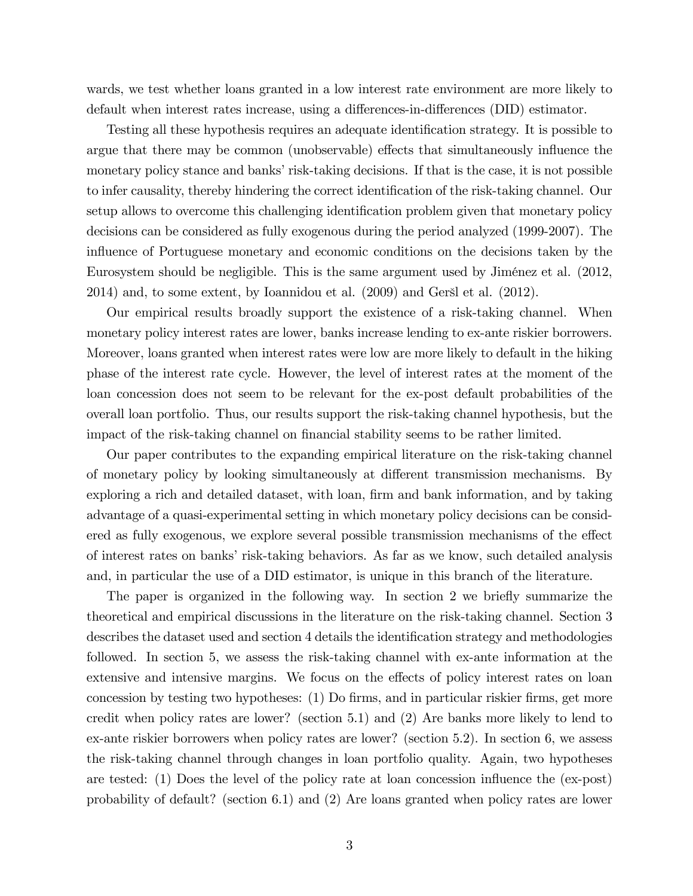wards, we test whether loans granted in a low interest rate environment are more likely to default when interest rates increase, using a differences-in-differences (DID) estimator.

Testing all these hypothesis requires an adequate identification strategy. It is possible to argue that there may be common (unobservable) effects that simultaneously influence the monetary policy stance and banks' risk-taking decisions. If that is the case, it is not possible to infer causality, thereby hindering the correct identification of the risk-taking channel. Our setup allows to overcome this challenging identification problem given that monetary policy decisions can be considered as fully exogenous during the period analyzed (1999-2007). The influence of Portuguese monetary and economic conditions on the decisions taken by the Eurosystem should be negligible. This is the same argument used by Jiménez et al. (2012, 2014) and, to some extent, by Ioannidou et al. (2009) and Geršl et al. (2012).

Our empirical results broadly support the existence of a risk-taking channel. When monetary policy interest rates are lower, banks increase lending to ex-ante riskier borrowers. Moreover, loans granted when interest rates were low are more likely to default in the hiking phase of the interest rate cycle. However, the level of interest rates at the moment of the loan concession does not seem to be relevant for the ex-post default probabilities of the overall loan portfolio. Thus, our results support the risk-taking channel hypothesis, but the impact of the risk-taking channel on financial stability seems to be rather limited.

Our paper contributes to the expanding empirical literature on the risk-taking channel of monetary policy by looking simultaneously at different transmission mechanisms. By exploring a rich and detailed dataset, with loan, firm and bank information, and by taking advantage of a quasi-experimental setting in which monetary policy decisions can be considered as fully exogenous, we explore several possible transmission mechanisms of the effect of interest rates on banks' risk-taking behaviors. As far as we know, such detailed analysis and, in particular the use of a DID estimator, is unique in this branch of the literature.

The paper is organized in the following way. In section 2 we briefly summarize the theoretical and empirical discussions in the literature on the risk-taking channel. Section 3 describes the dataset used and section 4 details the identification strategy and methodologies followed. In section 5, we assess the risk-taking channel with ex-ante information at the extensive and intensive margins. We focus on the effects of policy interest rates on loan concession by testing two hypotheses: (1) Do firms, and in particular riskier firms, get more credit when policy rates are lower? (section 5.1) and (2) Are banks more likely to lend to ex-ante riskier borrowers when policy rates are lower? (section 5.2). In section 6, we assess the risk-taking channel through changes in loan portfolio quality. Again, two hypotheses are tested: (1) Does the level of the policy rate at loan concession influence the (ex-post) probability of default? (section 6.1) and (2) Are loans granted when policy rates are lower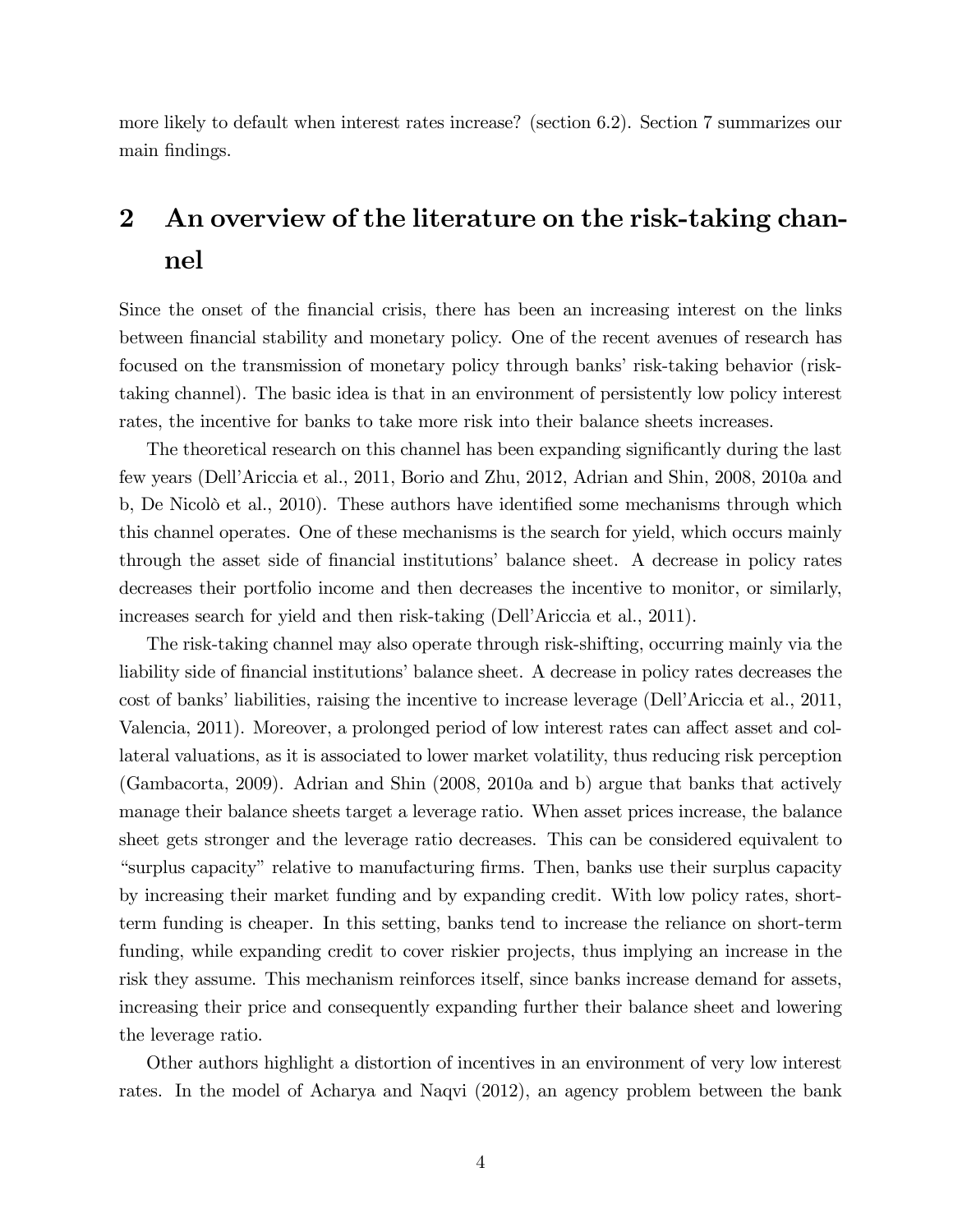more likely to default when interest rates increase? (section 6.2). Section 7 summarizes our main findings.

## 2 An overview of the literature on the risk-taking channel

Since the onset of the financial crisis, there has been an increasing interest on the links between financial stability and monetary policy. One of the recent avenues of research has focused on the transmission of monetary policy through banks' risk-taking behavior (risk-taking channel). The basic idea is that in an environment of persistently low policy interest rates, the incentive for banks to take more risk into their balance sheets increases.

The theoretical research on this channel has been expanding significantly during the last few years (Dell'Ariccia et al., 2011, Borio and Zhu, 2012, Adrian and Shin, 2008, 2010a and b, De Nicolò et al., 2010). These authors have identified some mechanisms through which this channel operates. One of these mechanisms is the search for yield, which occurs mainly through the asset side of financial institutions' balance sheet. A decrease in policy rates decreases their portfolio income and then decreases the incentive to monitor, or similarly, increases search for yield and then risk-taking (Dell'Ariccia et al., 2011).

The risk-taking channel may also operate through risk-shifting, occurring mainly via the liability side of financial institutions' balance sheet. A decrease in policy rates decreases the cost of banks' liabilities, raising the incentive to increase leverage (Dell'Ariccia et al., 2011, Valencia, 2011). Moreover, a prolonged period of low interest rates can affect asset and collateral valuations, as it is associated to lower market volatility, thus reducing risk perception (Gambacorta, 2009). Adrian and Shin (2008, 2010a and b) argue that banks that actively manage their balance sheets target a leverage ratio. When asset prices increase, the balance sheet gets stronger and the leverage ratio decreases. This can be considered equivalent to "surplus capacity" relative to manufacturing firms. Then, banks use their surplus capacity by increasing their market funding and by expanding credit. With low policy rates, short-term funding is cheaper. In this setting, banks tend to increase the reliance on short-term funding, while expanding credit to cover riskier projects, thus implying an increase in the risk they assume. This mechanism reinforces itself, since banks increase demand for assets, increasing their price and consequently expanding further their balance sheet and lowering the leverage ratio.

Other authors highlight a distortion of incentives in an environment of very low interest rates. In the model of Acharya and Naqvi (2012), an agency problem between the bank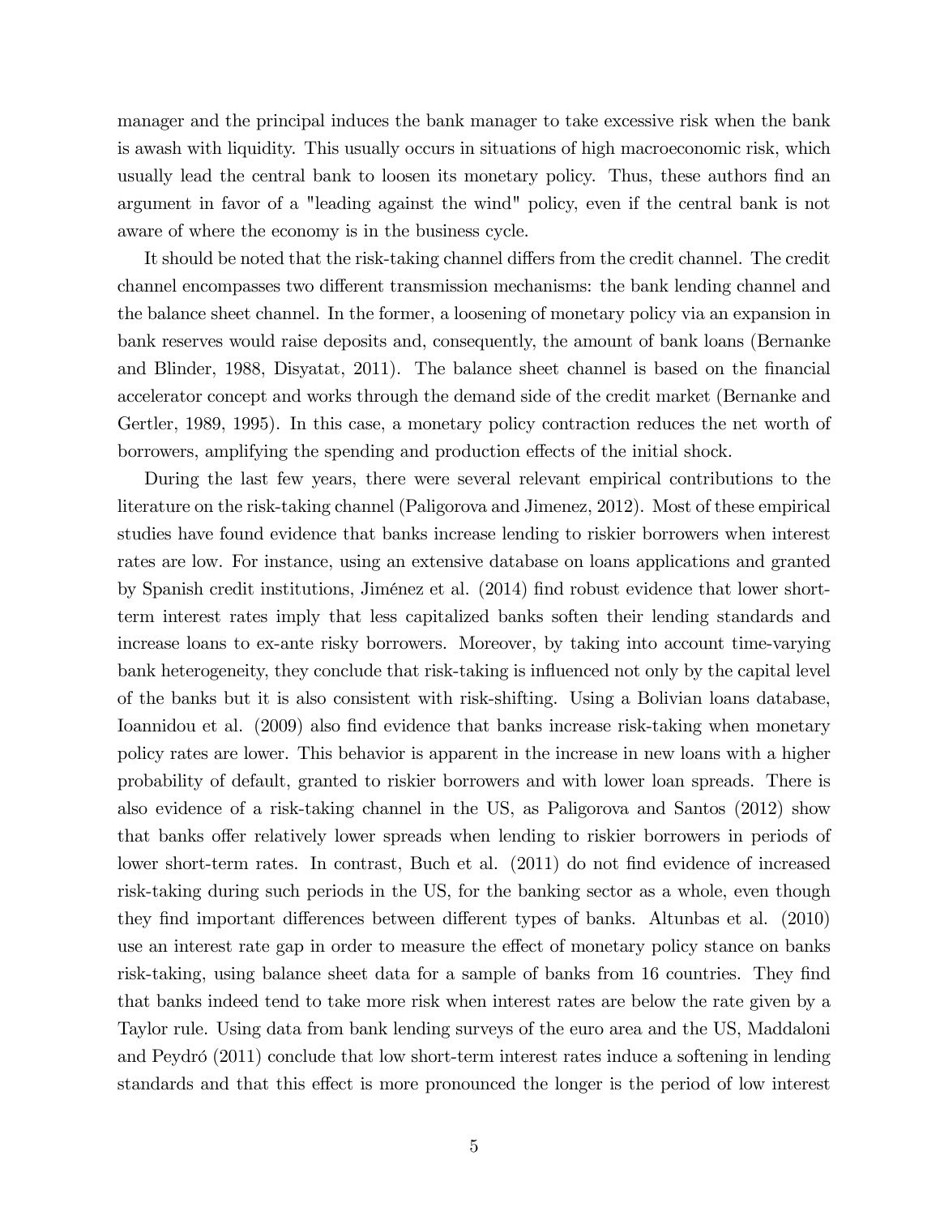manager and the principal induces the bank manager to take excessive risk when the bank is awash with liquidity. This usually occurs in situations of high macroeconomic risk, which usually lead the central bank to loosen its monetary policy. Thus, these authors find an argument in favor of a "leading against the wind" policy, even if the central bank is not aware of where the economy is in the business cycle.

It should be noted that the risk-taking channel differs from the credit channel. The credit channel encompasses two different transmission mechanisms: the bank lending channel and the balance sheet channel. In the former, a loosening of monetary policy via an expansion in bank reserves would raise deposits and, consequently, the amount of bank loans (Bernanke and Blinder, 1988, Disyatat, 2011). The balance sheet channel is based on the financial accelerator concept and works through the demand side of the credit market (Bernanke and Gertler, 1989, 1995). In this case, a monetary policy contraction reduces the net worth of borrowers, amplifying the spending and production effects of the initial shock.

During the last few years, there were several relevant empirical contributions to the literature on the risk-taking channel (Paligorova and Jimenez, 2012). Most of these empirical studies have found evidence that banks increase lending to riskier borrowers when interest rates are low. For instance, using an extensive database on loans applications and granted by Spanish credit institutions, Jiménez et al. (2014) find robust evidence that lower short-term interest rates imply that less capitalized banks soften their lending standards and increase loans to ex-ante risky borrowers. Moreover, by taking into account time-varying bank heterogeneity, they conclude that risk-taking is influenced not only by the capital level of the banks but it is also consistent with risk-shifting. Using a Bolivian loans database, Ioannidou et al. (2009) also find evidence that banks increase risk-taking when monetary policy rates are lower. This behavior is apparent in the increase in new loans with a higher probability of default, granted to riskier borrowers and with lower loan spreads. There is also evidence of a risk-taking channel in the US, as Paligorova and Santos (2012) show that banks offer relatively lower spreads when lending to riskier borrowers in periods of lower short-term rates. In contrast, Buch et al. (2011) do not find evidence of increased risk-taking during such periods in the US, for the banking sector as a whole, even though they find important differences between different types of banks. Altunbas et al. (2010) use an interest rate gap in order to measure the effect of monetary policy stance on banks risk-taking, using balance sheet data for a sample of banks from 16 countries. They find that banks indeed tend to take more risk when interest rates are below the rate given by a Taylor rule. Using data from bank lending surveys of the euro area and the US, Maddaloni and Peydró (2011) conclude that low short-term interest rates induce a softening in lending standards and that this effect is more pronounced the longer is the period of low interest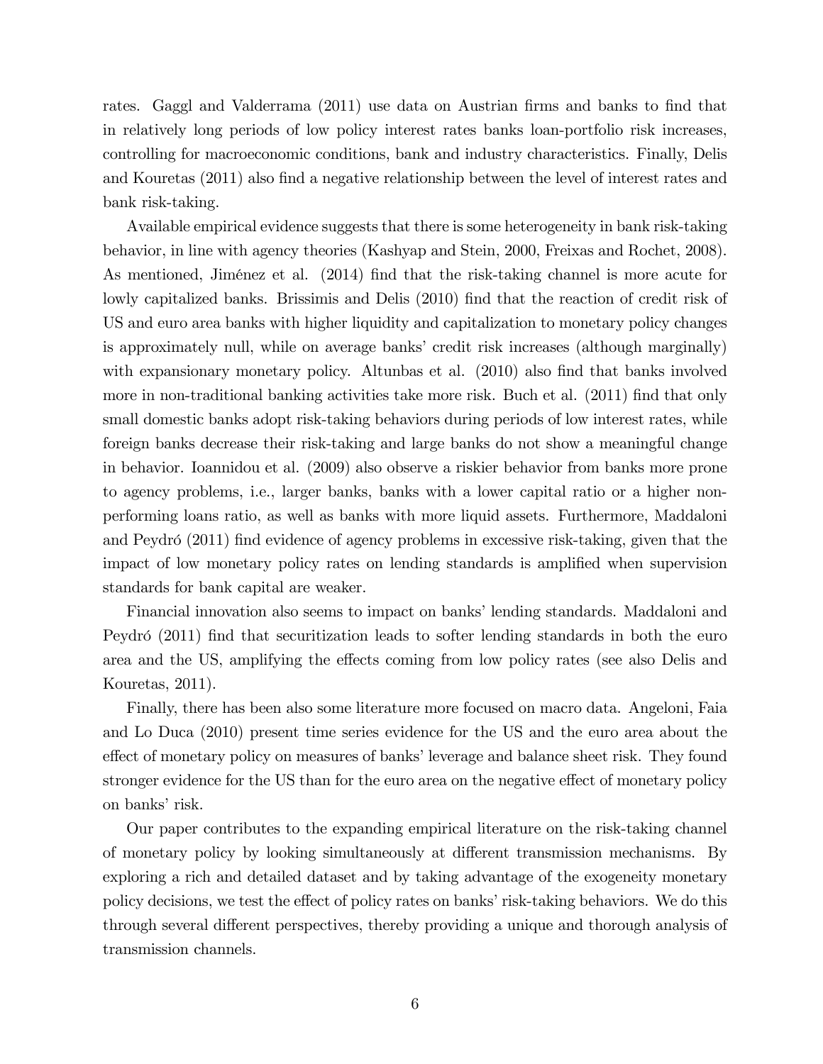rates. Gaggl and Valderrama (2011) use data on Austrian firms and banks to find that in relatively long periods of low policy interest rates banks loan-portfolio risk increases, controlling for macroeconomic conditions, bank and industry characteristics. Finally, Delis and Kouretas (2011) also find a negative relationship between the level of interest rates and bank risk-taking.

Available empirical evidence suggests that there is some heterogeneity in bank risk-taking behavior, in line with agency theories (Kashyap and Stein, 2000, Freixas and Rochet, 2008). As mentioned, Jiménez et al. (2014) find that the risk-taking channel is more acute for lowly capitalized banks. Brissimis and Delis (2010) find that the reaction of credit risk of US and euro area banks with higher liquidity and capitalization to monetary policy changes is approximately null, while on average banks' credit risk increases (although marginally) with expansionary monetary policy. Altunbas et al. (2010) also find that banks involved more in non-traditional banking activities take more risk. Buch et al. (2011) find that only small domestic banks adopt risk-taking behaviors during periods of low interest rates, while foreign banks decrease their risk-taking and large banks do not show a meaningful change in behavior. Ioannidou et al. (2009) also observe a riskier behavior from banks more prone to agency problems, i.e., larger banks, banks with a lower capital ratio or a higher non-performing loans ratio, as well as banks with more liquid assets. Furthermore, Maddaloni and Peydró (2011) find evidence of agency problems in excessive risk-taking, given that the impact of low monetary policy rates on lending standards is amplified when supervision standards for bank capital are weaker.

Financial innovation also seems to impact on banks' lending standards. Maddaloni and Peydró (2011) find that securitization leads to softer lending standards in both the euro area and the US, amplifying the effects coming from low policy rates (see also Delis and Kouretas, 2011).

Finally, there has been also some literature more focused on macro data. Angeloni, Faia and Lo Duca (2010) present time series evidence for the US and the euro area about the effect of monetary policy on measures of banks' leverage and balance sheet risk. They found stronger evidence for the US than for the euro area on the negative effect of monetary policy on banks' risk.

Our paper contributes to the expanding empirical literature on the risk-taking channel of monetary policy by looking simultaneously at different transmission mechanisms. By exploring a rich and detailed dataset and by taking advantage of the exogeneity monetary policy decisions, we test the effect of policy rates on banks' risk-taking behaviors. We do this through several different perspectives, thereby providing a unique and thorough analysis of transmission channels.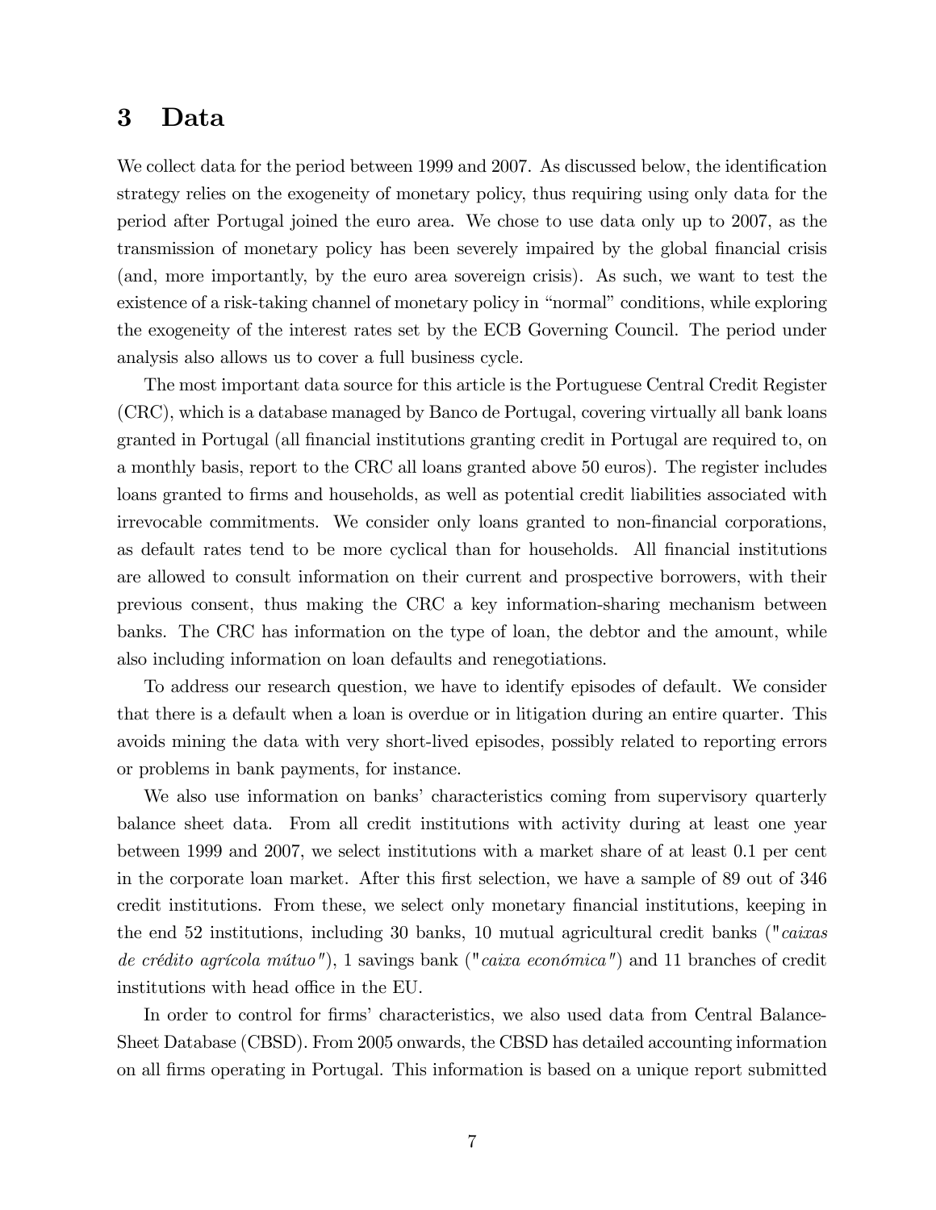# 3 Data

We collect data for the period between 1999 and 2007. As discussed below, the identification strategy relies on the exogeneity of monetary policy, thus requiring using only data for the period after Portugal joined the euro area. We chose to use data only up to 2007, as the transmission of monetary policy has been severely impaired by the global financial crisis (and, more importantly, by the euro area sovereign crisis). As such, we want to test the existence of a risk-taking channel of monetary policy in "normal" conditions, while exploring the exogeneity of the interest rates set by the ECB Governing Council. The period under analysis also allows us to cover a full business cycle.

The most important data source for this article is the Portuguese Central Credit Register (CRC), which is a database managed by Banco de Portugal, covering virtually all bank loans granted in Portugal (all financial institutions granting credit in Portugal are required to, on a monthly basis, report to the CRC all loans granted above 50 euros). The register includes loans granted to firms and households, as well as potential credit liabilities associated with irrevocable commitments. We consider only loans granted to non-financial corporations, as default rates tend to be more cyclical than for households. All financial institutions are allowed to consult information on their current and prospective borrowers, with their previous consent, thus making the CRC a key information-sharing mechanism between banks. The CRC has information on the type of loan, the debtor and the amount, while also including information on loan defaults and renegotiations.

To address our research question, we have to identify episodes of default. We consider that there is a default when a loan is overdue or in litigation during an entire quarter. This avoids mining the data with very short-lived episodes, possibly related to reporting errors or problems in bank payments, for instance.

We also use information on banks' characteristics coming from supervisory quarterly balance sheet data. From all credit institutions with activity during at least one year between 1999 and 2007, we select institutions with a market share of at least 0.1 per cent in the corporate loan market. After this first selection, we have a sample of 89 out of 346 credit institutions. From these, we select only monetary financial institutions, keeping in the end 52 institutions, including 30 banks, 10 mutual agricultural credit banks ("*caixas de crédito agrícola mútuo*"), 1 savings bank ("*caixa económica*") and 11 branches of credit institutions with head office in the EU.

In order to control for firms' characteristics, we also used data from Central Balance-Sheet Database (CBSD). From 2005 onwards, the CBSD has detailed accounting information on all firms operating in Portugal. This information is based on a unique report submitted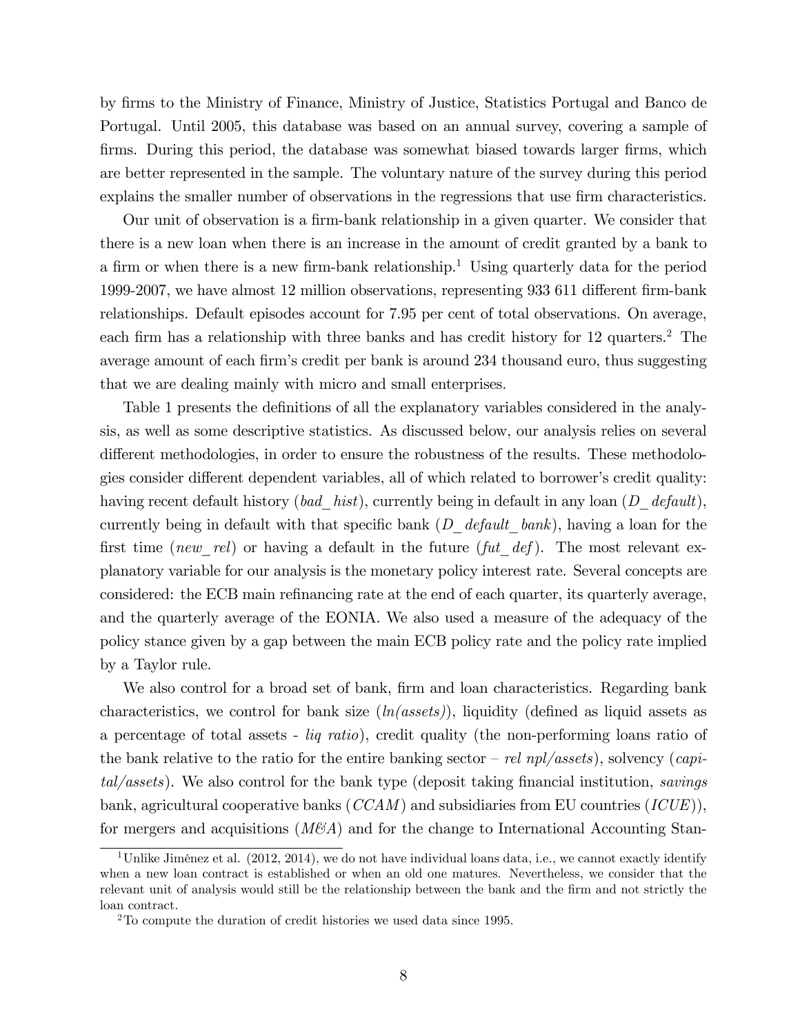by firms to the Ministry of Finance, Ministry of Justice, Statistics Portugal and Banco de Portugal. Until 2005, this database was based on an annual survey, covering a sample of firms. During this period, the database was somewhat biased towards larger firms, which are better represented in the sample. The voluntary nature of the survey during this period explains the smaller number of observations in the regressions that use firm characteristics.

Our unit of observation is a firm-bank relationship in a given quarter. We consider that there is a new loan when there is an increase in the amount of credit granted by a bank to a firm or when there is a new firm-bank relationship.[1] Using quarterly data for the period 1999-2007, we have almost 12 million observations, representing 933 611 different firm-bank relationships. Default episodes account for 7.95 per cent of total observations. On average, each firm has a relationship with three banks and has credit history for 12 quarters.[2] The average amount of each firm's credit per bank is around 234 thousand euro, thus suggesting that we are dealing mainly with micro and small enterprises.

Table 1 presents the definitions of all the explanatory variables considered in the analysis, as well as some descriptive statistics. As discussed below, our analysis relies on several different methodologies, in order to ensure the robustness of the results. These methodologies consider different dependent variables, all of which related to borrower's credit quality: having recent default history (*bad_hist*), currently being in default in any loan (*D_default*), currently being in default with that specific bank (*D_default_bank*), having a loan for the first time (*new_rel*) or having a default in the future (*fut_def*). The most relevant explanatory variable for our analysis is the monetary policy interest rate. Several concepts are considered: the ECB main refinancing rate at the end of each quarter, its quarterly average, and the quarterly average of the EONIA. We also used a measure of the adequacy of the policy stance given by a gap between the main ECB policy rate and the policy rate implied by a Taylor rule.

We also control for a broad set of bank, firm and loan characteristics. Regarding bank characteristics, we control for bank size (*ln(assets)*), liquidity (defined as liquid assets as a percentage of total assets - *liq ratio*), credit quality (the non-performing loans ratio of the bank relative to the ratio for the entire banking sector – *rel npl/assets*), solvency (*capital/assets*). We also control for the bank type (deposit taking financial institution, *savings* bank, agricultural cooperative banks (*CCAM*) and subsidiaries from EU countries (*ICUE*)), for mergers and acquisitions (*M&A*) and for the change to International Accounting Stan-

[1] Unlike Jiménez et al. (2012, 2014), we do not have individual loans data, i.e., we cannot exactly identify when a new loan contract is established or when an old one matures. Nevertheless, we consider that the relevant unit of analysis would still be the relationship between the bank and the firm and not strictly the loan contract.

[2] To compute the duration of credit histories we used data since 1995.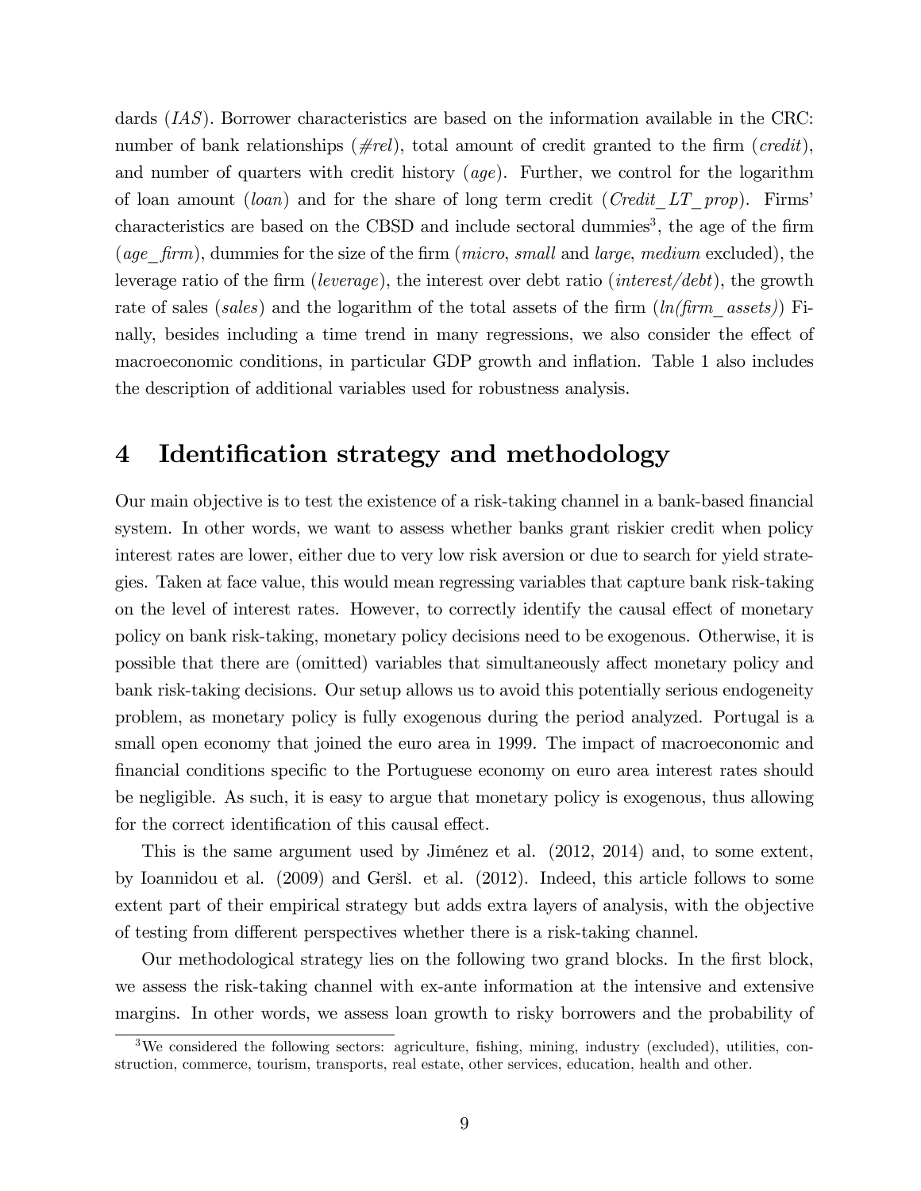dards (*IAS*). Borrower characteristics are based on the information available in the CRC: number of bank relationships (*#rel*), total amount of credit granted to the firm (*credit*), and number of quarters with credit history (*age*). Further, we control for the logarithm of loan amount (*loan*) and for the share of long term credit (*Credit_LT_prop*). Firms' characteristics are based on the CBSD and include sectoral dummies[3], the age of the firm (*age_firm*), dummies for the size of the firm (*micro*, *small* and *large*, *medium* excluded), the leverage ratio of the firm (*leverage*), the interest over debt ratio (*interest/debt*), the growth rate of sales (*sales*) and the logarithm of the total assets of the firm (*ln(firm_assets)*) Finally, besides including a time trend in many regressions, we also consider the effect of macroeconomic conditions, in particular GDP growth and inflation. Table 1 also includes the description of additional variables used for robustness analysis.

# 4 Identification strategy and methodology

Our main objective is to test the existence of a risk-taking channel in a bank-based financial system. In other words, we want to assess whether banks grant riskier credit when policy interest rates are lower, either due to very low risk aversion or due to search for yield strategies. Taken at face value, this would mean regressing variables that capture bank risk-taking on the level of interest rates. However, to correctly identify the causal effect of monetary policy on bank risk-taking, monetary policy decisions need to be exogenous. Otherwise, it is possible that there are (omitted) variables that simultaneously affect monetary policy and bank risk-taking decisions. Our setup allows us to avoid this potentially serious endogeneity problem, as monetary policy is fully exogenous during the period analyzed. Portugal is a small open economy that joined the euro area in 1999. The impact of macroeconomic and financial conditions specific to the Portuguese economy on euro area interest rates should be negligible. As such, it is easy to argue that monetary policy is exogenous, thus allowing for the correct identification of this causal effect.

This is the same argument used by Jiménez et al. (2012, 2014) and, to some extent, by Ioannidou et al. (2009) and Geršl. et al. (2012). Indeed, this article follows to some extent part of their empirical strategy but adds extra layers of analysis, with the objective of testing from different perspectives whether there is a risk-taking channel.

Our methodological strategy lies on the following two grand blocks. In the first block, we assess the risk-taking channel with ex-ante information at the intensive and extensive margins. In other words, we assess loan growth to risky borrowers and the probability of

[3]We considered the following sectors: agriculture, fishing, mining, industry (excluded), utilities, construction, commerce, tourism, transports, real estate, other services, education, health and other.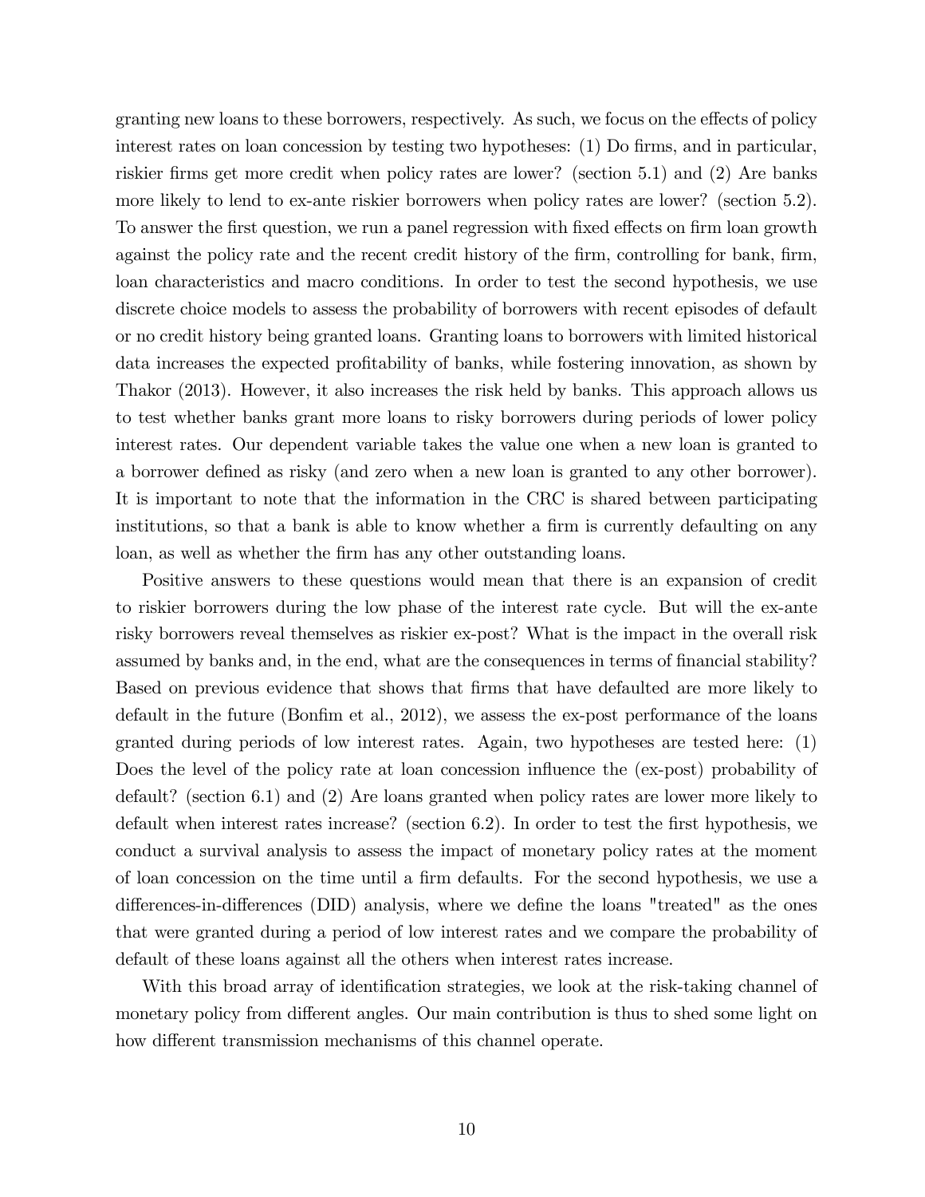granting new loans to these borrowers, respectively. As such, we focus on the effects of policy interest rates on loan concession by testing two hypotheses: (1) Do firms, and in particular, riskier firms get more credit when policy rates are lower? (section 5.1) and (2) Are banks more likely to lend to ex-ante riskier borrowers when policy rates are lower? (section 5.2). To answer the first question, we run a panel regression with fixed effects on firm loan growth against the policy rate and the recent credit history of the firm, controlling for bank, firm, loan characteristics and macro conditions. In order to test the second hypothesis, we use discrete choice models to assess the probability of borrowers with recent episodes of default or no credit history being granted loans. Granting loans to borrowers with limited historical data increases the expected profitability of banks, while fostering innovation, as shown by Thakor (2013). However, it also increases the risk held by banks. This approach allows us to test whether banks grant more loans to risky borrowers during periods of lower policy interest rates. Our dependent variable takes the value one when a new loan is granted to a borrower defined as risky (and zero when a new loan is granted to any other borrower). It is important to note that the information in the CRC is shared between participating institutions, so that a bank is able to know whether a firm is currently defaulting on any loan, as well as whether the firm has any other outstanding loans.

Positive answers to these questions would mean that there is an expansion of credit to riskier borrowers during the low phase of the interest rate cycle. But will the ex-ante risky borrowers reveal themselves as riskier ex-post? What is the impact in the overall risk assumed by banks and, in the end, what are the consequences in terms of financial stability? Based on previous evidence that shows that firms that have defaulted are more likely to default in the future (Bonfim et al., 2012), we assess the ex-post performance of the loans granted during periods of low interest rates. Again, two hypotheses are tested here: (1) Does the level of the policy rate at loan concession influence the (ex-post) probability of default? (section 6.1) and (2) Are loans granted when policy rates are lower more likely to default when interest rates increase? (section 6.2). In order to test the first hypothesis, we conduct a survival analysis to assess the impact of monetary policy rates at the moment of loan concession on the time until a firm defaults. For the second hypothesis, we use a differences-in-differences (DID) analysis, where we define the loans "treated" as the ones that were granted during a period of low interest rates and we compare the probability of default of these loans against all the others when interest rates increase.

With this broad array of identification strategies, we look at the risk-taking channel of monetary policy from different angles. Our main contribution is thus to shed some light on how different transmission mechanisms of this channel operate.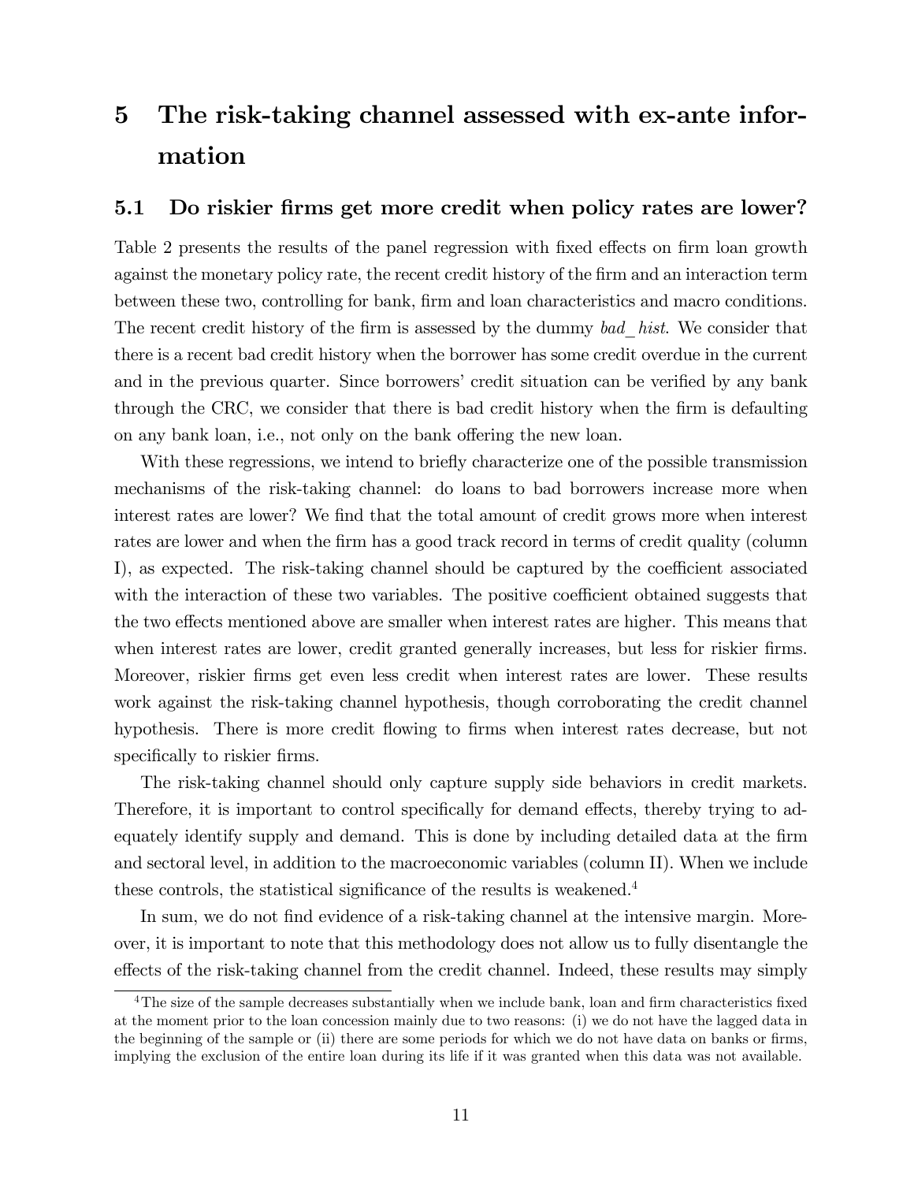# 5 The risk-taking channel assessed with ex-ante information

## 5.1 Do riskier firms get more credit when policy rates are lower?

Table 2 presents the results of the panel regression with fixed effects on firm loan growth against the monetary policy rate, the recent credit history of the firm and an interaction term between these two, controlling for bank, firm and loan characteristics and macro conditions. The recent credit history of the firm is assessed by the dummy *bad_hist*. We consider that there is a recent bad credit history when the borrower has some credit overdue in the current and in the previous quarter. Since borrowers' credit situation can be verified by any bank through the CRC, we consider that there is bad credit history when the firm is defaulting on any bank loan, i.e., not only on the bank offering the new loan.

With these regressions, we intend to briefly characterize one of the possible transmission mechanisms of the risk-taking channel: do loans to bad borrowers increase more when interest rates are lower? We find that the total amount of credit grows more when interest rates are lower and when the firm has a good track record in terms of credit quality (column I), as expected. The risk-taking channel should be captured by the coefficient associated with the interaction of these two variables. The positive coefficient obtained suggests that the two effects mentioned above are smaller when interest rates are higher. This means that when interest rates are lower, credit granted generally increases, but less for riskier firms. Moreover, riskier firms get even less credit when interest rates are lower. These results work against the risk-taking channel hypothesis, though corroborating the credit channel hypothesis. There is more credit flowing to firms when interest rates decrease, but not specifically to riskier firms.

The risk-taking channel should only capture supply side behaviors in credit markets. Therefore, it is important to control specifically for demand effects, thereby trying to adequately identify supply and demand. This is done by including detailed data at the firm and sectoral level, in addition to the macroeconomic variables (column II). When we include these controls, the statistical significance of the results is weakened.[4]

In sum, we do not find evidence of a risk-taking channel at the intensive margin. Moreover, it is important to note that this methodology does not allow us to fully disentangle the effects of the risk-taking channel from the credit channel. Indeed, these results may simply

[4] The size of the sample decreases substantially when we include bank, loan and firm characteristics fixed at the moment prior to the loan concession mainly due to two reasons: (i) we do not have the lagged data in the beginning of the sample or (ii) there are some periods for which we do not have data on banks or firms, implying the exclusion of the entire loan during its life if it was granted when this data was not available.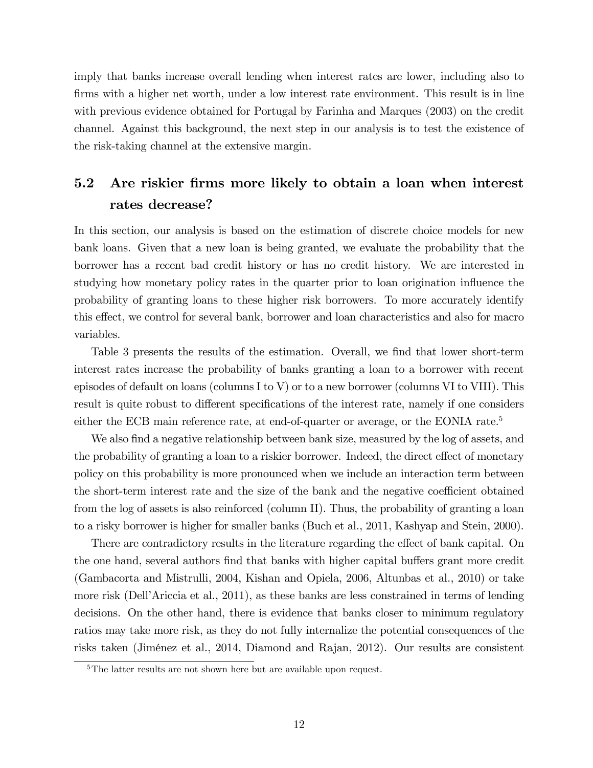imply that banks increase overall lending when interest rates are lower, including also to firms with a higher net worth, under a low interest rate environment. This result is in line with previous evidence obtained for Portugal by Farinha and Marques (2003) on the credit channel. Against this background, the next step in our analysis is to test the existence of the risk-taking channel at the extensive margin.

## 5.2 Are riskier firms more likely to obtain a loan when interest rates decrease?

In this section, our analysis is based on the estimation of discrete choice models for new bank loans. Given that a new loan is being granted, we evaluate the probability that the borrower has a recent bad credit history or has no credit history. We are interested in studying how monetary policy rates in the quarter prior to loan origination influence the probability of granting loans to these higher risk borrowers. To more accurately identify this effect, we control for several bank, borrower and loan characteristics and also for macro variables.

Table 3 presents the results of the estimation. Overall, we find that lower short-term interest rates increase the probability of banks granting a loan to a borrower with recent episodes of default on loans (columns I to V) or to a new borrower (columns VI to VIII). This result is quite robust to different specifications of the interest rate, namely if one considers either the ECB main reference rate, at end-of-quarter or average, or the EONIA rate.[5]

We also find a negative relationship between bank size, measured by the log of assets, and the probability of granting a loan to a riskier borrower. Indeed, the direct effect of monetary policy on this probability is more pronounced when we include an interaction term between the short-term interest rate and the size of the bank and the negative coefficient obtained from the log of assets is also reinforced (column II). Thus, the probability of granting a loan to a risky borrower is higher for smaller banks (Buch et al., 2011, Kashyap and Stein, 2000).

There are contradictory results in the literature regarding the effect of bank capital. On the one hand, several authors find that banks with higher capital buffers grant more credit (Gambacorta and Mistrulli, 2004, Kishan and Opiela, 2006, Altunbas et al., 2010) or take more risk (Dell'Ariccia et al., 2011), as these banks are less constrained in terms of lending decisions. On the other hand, there is evidence that banks closer to minimum regulatory ratios may take more risk, as they do not fully internalize the potential consequences of the risks taken (Jiménez et al., 2014, Diamond and Rajan, 2012). Our results are consistent

[5] The latter results are not shown here but are available upon request.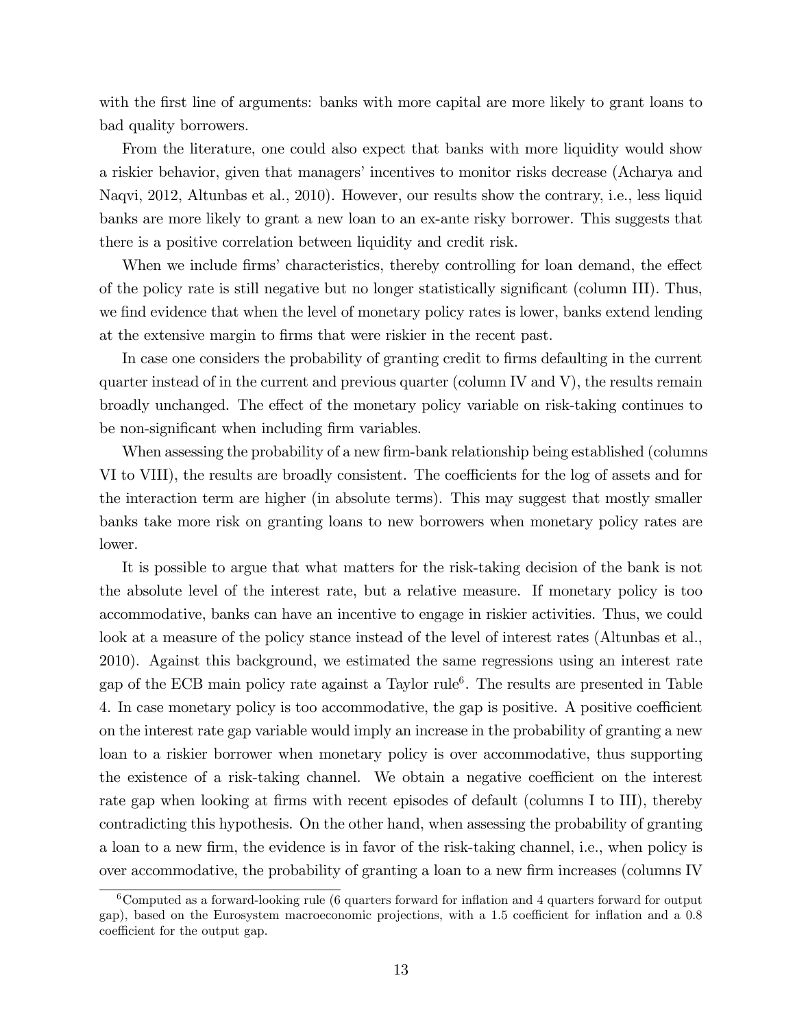with the first line of arguments: banks with more capital are more likely to grant loans to bad quality borrowers.

From the literature, one could also expect that banks with more liquidity would show a riskier behavior, given that managers' incentives to monitor risks decrease (Acharya and Naqvi, 2012, Altunbas et al., 2010). However, our results show the contrary, i.e., less liquid banks are more likely to grant a new loan to an ex-ante risky borrower. This suggests that there is a positive correlation between liquidity and credit risk.

When we include firms' characteristics, thereby controlling for loan demand, the effect of the policy rate is still negative but no longer statistically significant (column III). Thus, we find evidence that when the level of monetary policy rates is lower, banks extend lending at the extensive margin to firms that were riskier in the recent past.

In case one considers the probability of granting credit to firms defaulting in the current quarter instead of in the current and previous quarter (column IV and V), the results remain broadly unchanged. The effect of the monetary policy variable on risk-taking continues to be non-significant when including firm variables.

When assessing the probability of a new firm-bank relationship being established (columns VI to VIII), the results are broadly consistent. The coefficients for the log of assets and for the interaction term are higher (in absolute terms). This may suggest that mostly smaller banks take more risk on granting loans to new borrowers when monetary policy rates are lower.

It is possible to argue that what matters for the risk-taking decision of the bank is not the absolute level of the interest rate, but a relative measure. If monetary policy is too accommodative, banks can have an incentive to engage in riskier activities. Thus, we could look at a measure of the policy stance instead of the level of interest rates (Altunbas et al., 2010). Against this background, we estimated the same regressions using an interest rate gap of the ECB main policy rate against a Taylor rule[6]. The results are presented in Table 4. In case monetary policy is too accommodative, the gap is positive. A positive coefficient on the interest rate gap variable would imply an increase in the probability of granting a new loan to a riskier borrower when monetary policy is over accommodative, thus supporting the existence of a risk-taking channel. We obtain a negative coefficient on the interest rate gap when looking at firms with recent episodes of default (columns I to III), thereby contradicting this hypothesis. On the other hand, when assessing the probability of granting a loan to a new firm, the evidence is in favor of the risk-taking channel, i.e., when policy is over accommodative, the probability of granting a loan to a new firm increases (columns IV

[6] Computed as a forward-looking rule (6 quarters forward for inflation and 4 quarters forward for output gap), based on the Eurosystem macroeconomic projections, with a 1.5 coefficient for inflation and a 0.8 coefficient for the output gap.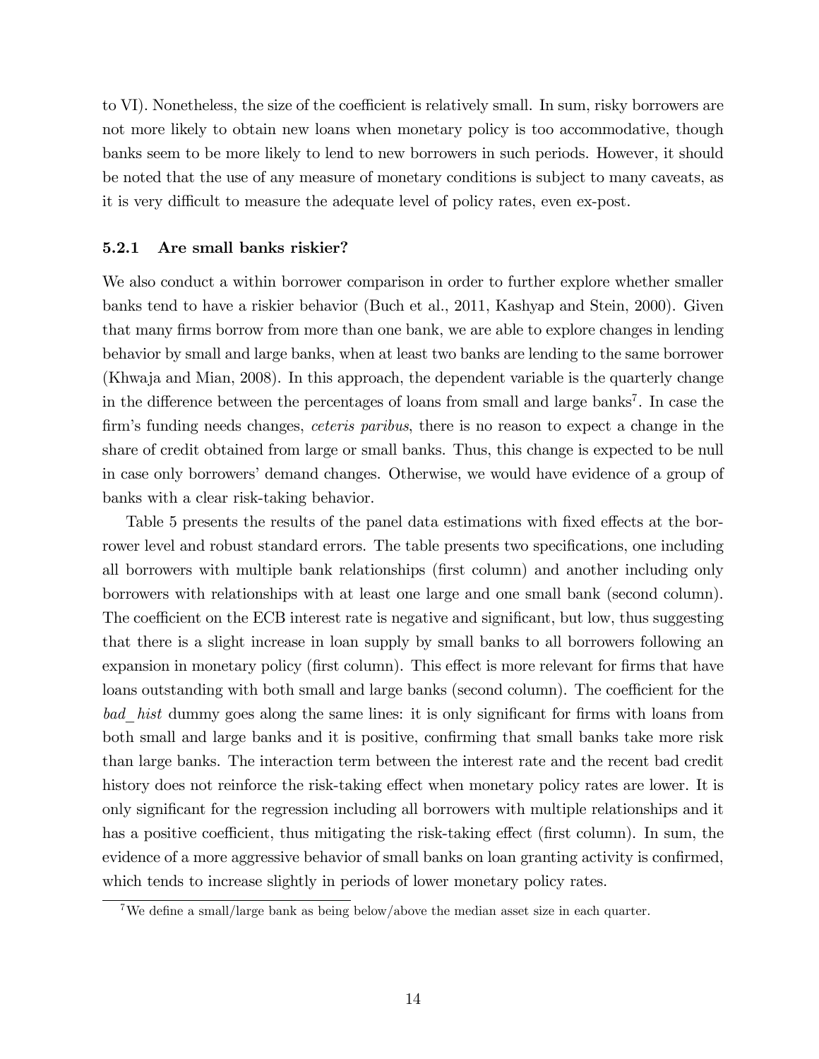to VI). Nonetheless, the size of the coefficient is relatively small. In sum, risky borrowers are not more likely to obtain new loans when monetary policy is too accommodative, though banks seem to be more likely to lend to new borrowers in such periods. However, it should be noted that the use of any measure of monetary conditions is subject to many caveats, as it is very difficult to measure the adequate level of policy rates, even ex-post.

### 5.2.1 Are small banks riskier?

We also conduct a within borrower comparison in order to further explore whether smaller banks tend to have a riskier behavior (Buch et al., 2011, Kashyap and Stein, 2000). Given that many firms borrow from more than one bank, we are able to explore changes in lending behavior by small and large banks, when at least two banks are lending to the same borrower (Khwaja and Mian, 2008). In this approach, the dependent variable is the quarterly change in the difference between the percentages of loans from small and large banks[7]. In case the firm's funding needs changes, *ceteris paribus*, there is no reason to expect a change in the share of credit obtained from large or small banks. Thus, this change is expected to be null in case only borrowers' demand changes. Otherwise, we would have evidence of a group of banks with a clear risk-taking behavior.

Table 5 presents the results of the panel data estimations with fixed effects at the borrower level and robust standard errors. The table presents two specifications, one including all borrowers with multiple bank relationships (first column) and another including only borrowers with relationships with at least one large and one small bank (second column). The coefficient on the ECB interest rate is negative and significant, but low, thus suggesting that there is a slight increase in loan supply by small banks to all borrowers following an expansion in monetary policy (first column). This effect is more relevant for firms that have loans outstanding with both small and large banks (second column). The coefficient for the *bad_hist* dummy goes along the same lines: it is only significant for firms with loans from both small and large banks and it is positive, confirming that small banks take more risk than large banks. The interaction term between the interest rate and the recent bad credit history does not reinforce the risk-taking effect when monetary policy rates are lower. It is only significant for the regression including all borrowers with multiple relationships and it has a positive coefficient, thus mitigating the risk-taking effect (first column). In sum, the evidence of a more aggressive behavior of small banks on loan granting activity is confirmed, which tends to increase slightly in periods of lower monetary policy rates.

[7] We define a small/large bank as being below/above the median asset size in each quarter.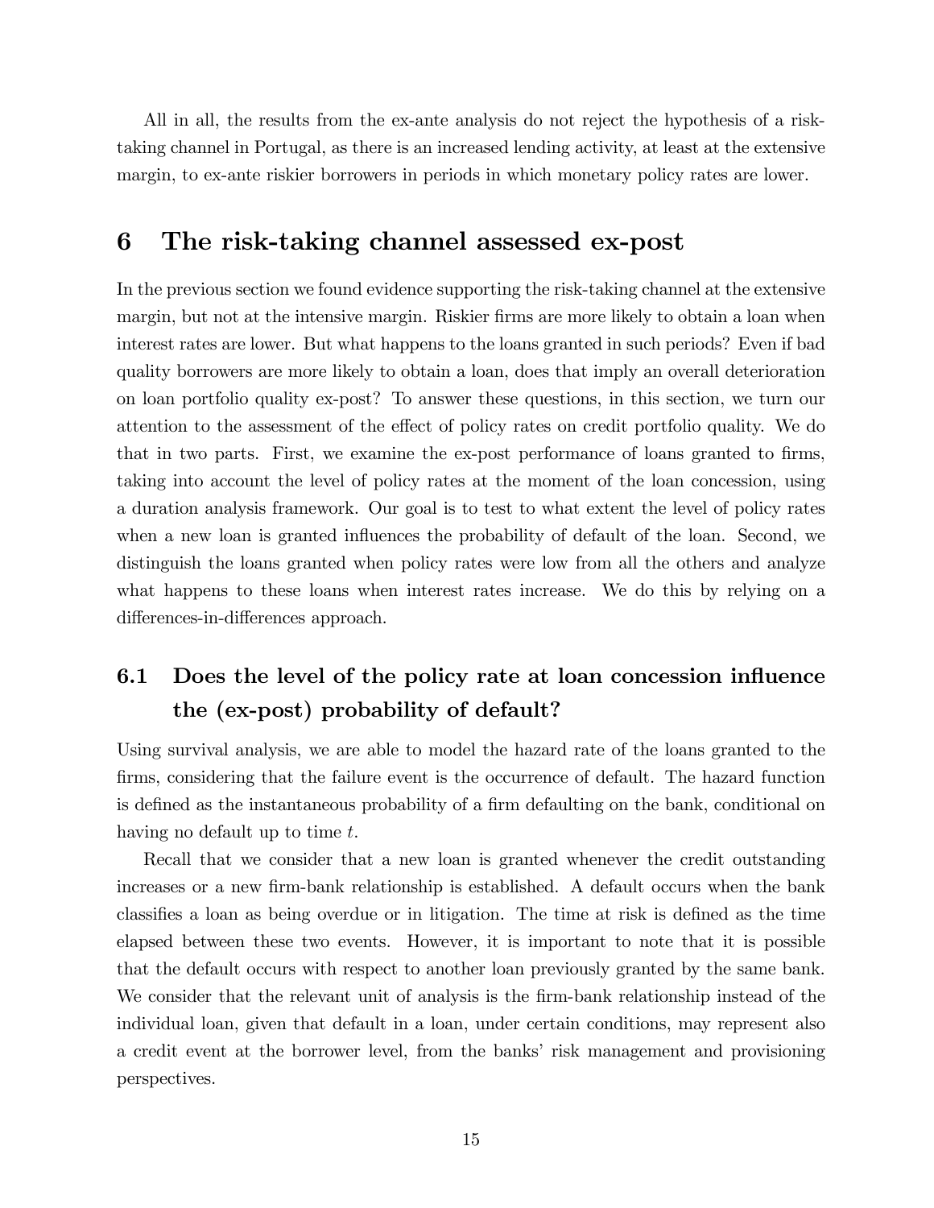All in all, the results from the ex-ante analysis do not reject the hypothesis of a risk-taking channel in Portugal, as there is an increased lending activity, at least at the extensive margin, to ex-ante riskier borrowers in periods in which monetary policy rates are lower.

# 6 The risk-taking channel assessed ex-post

In the previous section we found evidence supporting the risk-taking channel at the extensive margin, but not at the intensive margin. Riskier firms are more likely to obtain a loan when interest rates are lower. But what happens to the loans granted in such periods? Even if bad quality borrowers are more likely to obtain a loan, does that imply an overall deterioration on loan portfolio quality ex-post? To answer these questions, in this section, we turn our attention to the assessment of the effect of policy rates on credit portfolio quality. We do that in two parts. First, we examine the ex-post performance of loans granted to firms, taking into account the level of policy rates at the moment of the loan concession, using a duration analysis framework. Our goal is to test to what extent the level of policy rates when a new loan is granted influences the probability of default of the loan. Second, we distinguish the loans granted when policy rates were low from all the others and analyze what happens to these loans when interest rates increase. We do this by relying on a differences-in-differences approach.

## 6.1 Does the level of the policy rate at loan concession influence the (ex-post) probability of default?

Using survival analysis, we are able to model the hazard rate of the loans granted to the firms, considering that the failure event is the occurrence of default. The hazard function is defined as the instantaneous probability of a firm defaulting on the bank, conditional on having no default up to time $t$.

Recall that we consider that a new loan is granted whenever the credit outstanding increases or a new firm-bank relationship is established. A default occurs when the bank classifies a loan as being overdue or in litigation. The time at risk is defined as the time elapsed between these two events. However, it is important to note that it is possible that the default occurs with respect to another loan previously granted by the same bank. We consider that the relevant unit of analysis is the firm-bank relationship instead of the individual loan, given that default in a loan, under certain conditions, may represent also a credit event at the borrower level, from the banks' risk management and provisioning perspectives.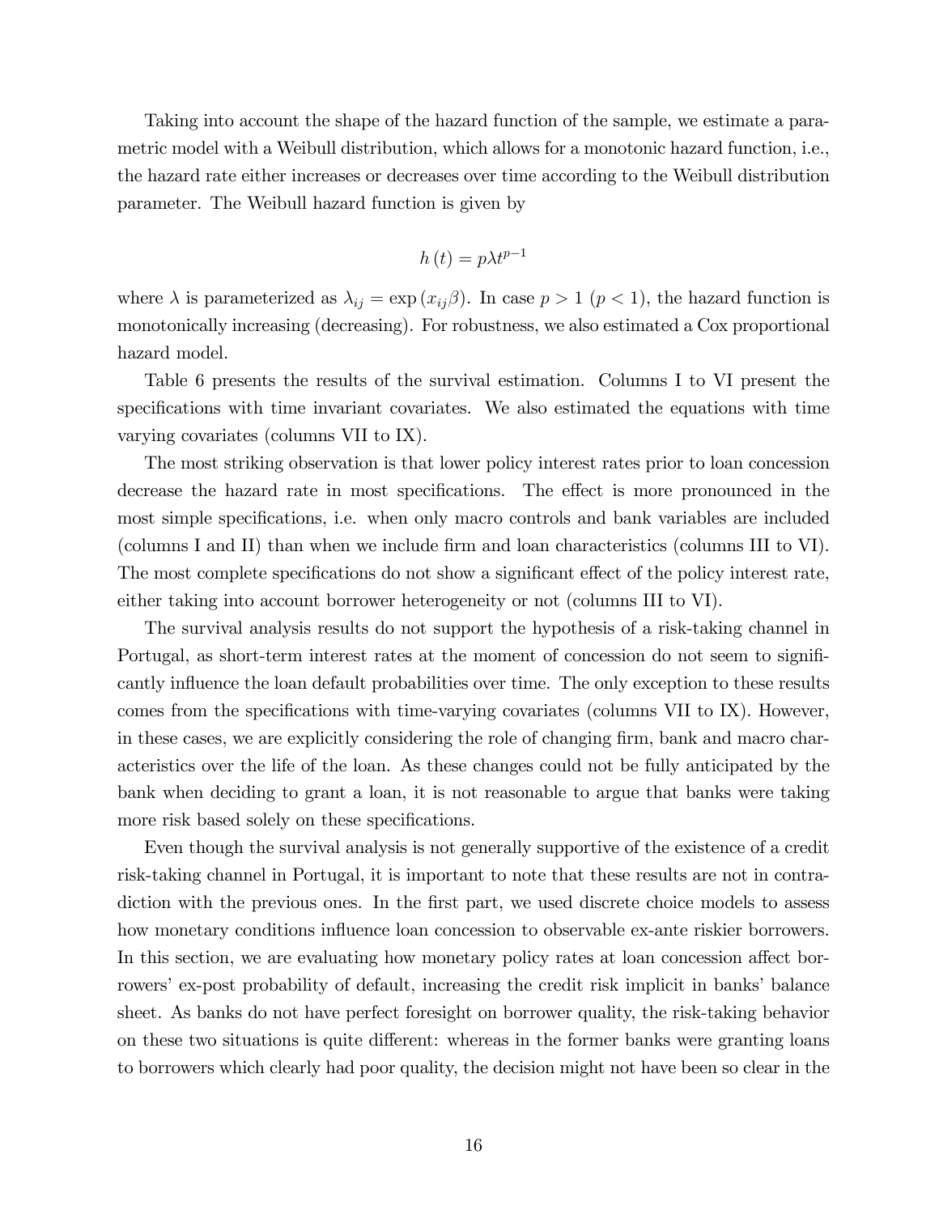Taking into account the shape of the hazard function of the sample, we estimate a parametric model with a Weibull distribution, which allows for a monotonic hazard function, i.e., the hazard rate either increases or decreases over time according to the Weibull distribution parameter. The Weibull hazard function is given by

$$h(t) = p\lambda t^{p-1}$$

where $\lambda$ is parameterized as $\lambda_{ij} = \exp(x_{ij}\beta)$. In case $p > 1$ ($p < 1$), the hazard function is monotonically increasing (decreasing). For robustness, we also estimated a Cox proportional hazard model.

Table 6 presents the results of the survival estimation. Columns I to VI present the specifications with time invariant covariates. We also estimated the equations with time varying covariates (columns VII to IX).

The most striking observation is that lower policy interest rates prior to loan concession decrease the hazard rate in most specifications. The effect is more pronounced in the most simple specifications, i.e. when only macro controls and bank variables are included (columns I and II) than when we include firm and loan characteristics (columns III to VI). The most complete specifications do not show a significant effect of the policy interest rate, either taking into account borrower heterogeneity or not (columns III to VI).

The survival analysis results do not support the hypothesis of a risk-taking channel in Portugal, as short-term interest rates at the moment of concession do not seem to significantly influence the loan default probabilities over time. The only exception to these results comes from the specifications with time-varying covariates (columns VII to IX). However, in these cases, we are explicitly considering the role of changing firm, bank and macro characteristics over the life of the loan. As these changes could not be fully anticipated by the bank when deciding to grant a loan, it is not reasonable to argue that banks were taking more risk based solely on these specifications.

Even though the survival analysis is not generally supportive of the existence of a credit risk-taking channel in Portugal, it is important to note that these results are not in contradiction with the previous ones. In the first part, we used discrete choice models to assess how monetary conditions influence loan concession to observable ex-ante riskier borrowers. In this section, we are evaluating how monetary policy rates at loan concession affect borrowers' ex-post probability of default, increasing the credit risk implicit in banks' balance sheet. As banks do not have perfect foresight on borrower quality, the risk-taking behavior on these two situations is quite different: whereas in the former banks were granting loans to borrowers which clearly had poor quality, the decision might not have been so clear in the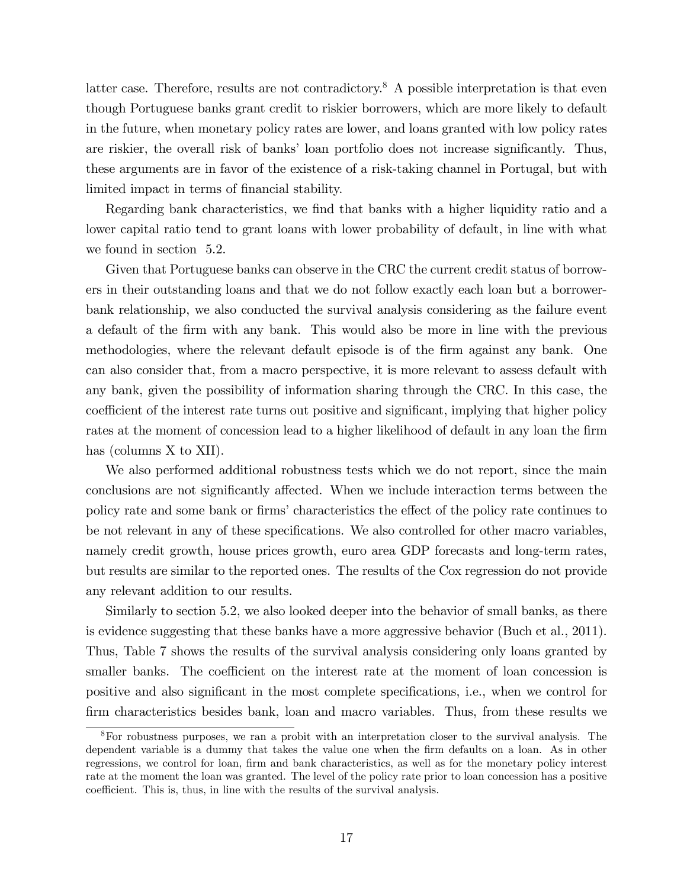latter case. Therefore, results are not contradictory.[8] A possible interpretation is that even though Portuguese banks grant credit to riskier borrowers, which are more likely to default in the future, when monetary policy rates are lower, and loans granted with low policy rates are riskier, the overall risk of banks' loan portfolio does not increase significantly. Thus, these arguments are in favor of the existence of a risk-taking channel in Portugal, but with limited impact in terms of financial stability.

Regarding bank characteristics, we find that banks with a higher liquidity ratio and a lower capital ratio tend to grant loans with lower probability of default, in line with what we found in section 5.2.

Given that Portuguese banks can observe in the CRC the current credit status of borrowers in their outstanding loans and that we do not follow exactly each loan but a borrower-bank relationship, we also conducted the survival analysis considering as the failure event a default of the firm with any bank. This would also be more in line with the previous methodologies, where the relevant default episode is of the firm against any bank. One can also consider that, from a macro perspective, it is more relevant to assess default with any bank, given the possibility of information sharing through the CRC. In this case, the coefficient of the interest rate turns out positive and significant, implying that higher policy rates at the moment of concession lead to a higher likelihood of default in any loan the firm has (columns X to XII).

We also performed additional robustness tests which we do not report, since the main conclusions are not significantly affected. When we include interaction terms between the policy rate and some bank or firms' characteristics the effect of the policy rate continues to be not relevant in any of these specifications. We also controlled for other macro variables, namely credit growth, house prices growth, euro area GDP forecasts and long-term rates, but results are similar to the reported ones. The results of the Cox regression do not provide any relevant addition to our results.

Similarly to section 5.2, we also looked deeper into the behavior of small banks, as there is evidence suggesting that these banks have a more aggressive behavior (Buch et al., 2011). Thus, Table 7 shows the results of the survival analysis considering only loans granted by smaller banks. The coefficient on the interest rate at the moment of loan concession is positive and also significant in the most complete specifications, i.e., when we control for firm characteristics besides bank, loan and macro variables. Thus, from these results we

[8] For robustness purposes, we ran a probit with an interpretation closer to the survival analysis. The dependent variable is a dummy that takes the value one when the firm defaults on a loan. As in other regressions, we control for loan, firm and bank characteristics, as well as for the monetary policy interest rate at the moment the loan was granted. The level of the policy rate prior to loan concession has a positive coefficient. This is, thus, in line with the results of the survival analysis.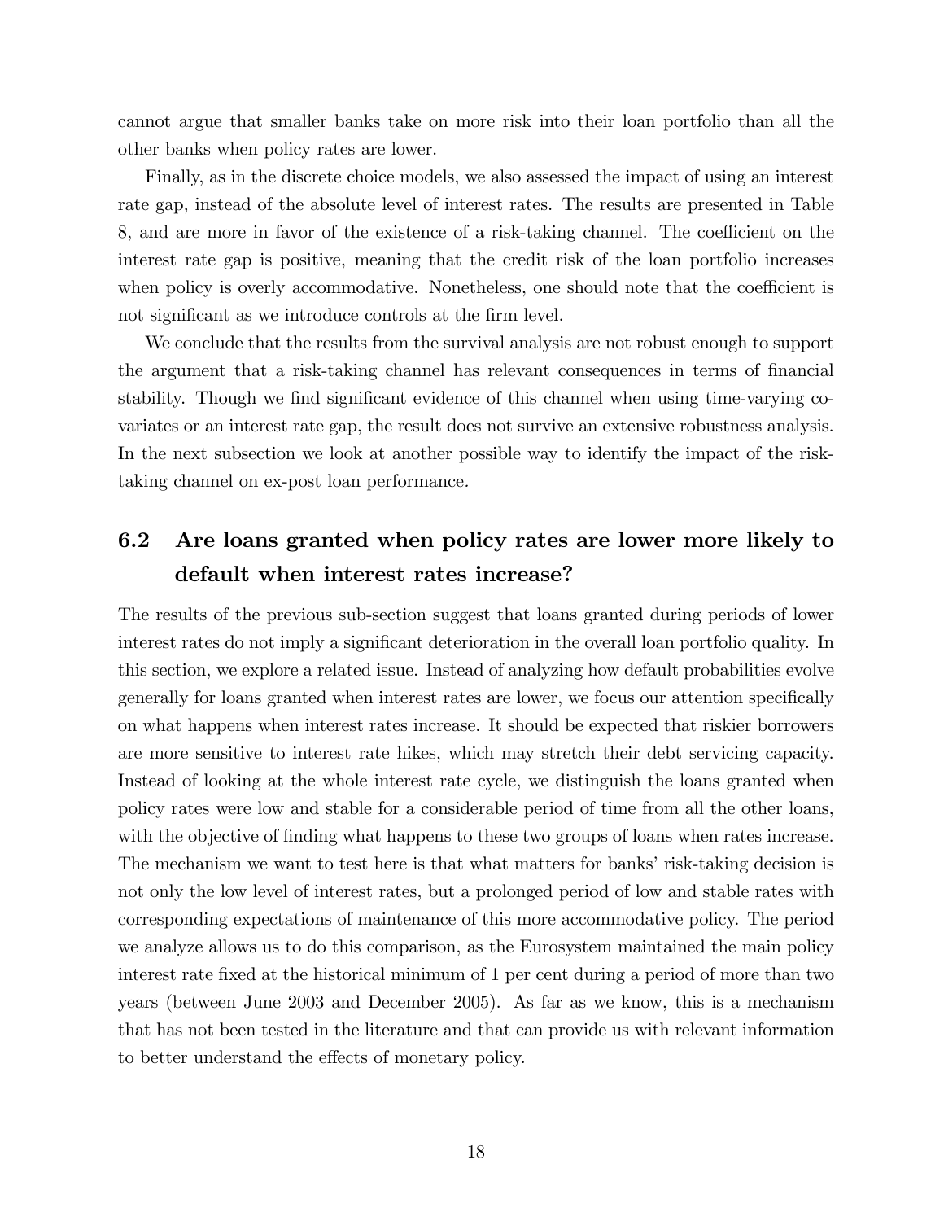cannot argue that smaller banks take on more risk into their loan portfolio than all the other banks when policy rates are lower.

Finally, as in the discrete choice models, we also assessed the impact of using an interest rate gap, instead of the absolute level of interest rates. The results are presented in Table 8, and are more in favor of the existence of a risk-taking channel. The coefficient on the interest rate gap is positive, meaning that the credit risk of the loan portfolio increases when policy is overly accommodative. Nonetheless, one should note that the coefficient is not significant as we introduce controls at the firm level.

We conclude that the results from the survival analysis are not robust enough to support the argument that a risk-taking channel has relevant consequences in terms of financial stability. Though we find significant evidence of this channel when using time-varying covariates or an interest rate gap, the result does not survive an extensive robustness analysis. In the next subsection we look at another possible way to identify the impact of the risk-taking channel on ex-post loan performance.

## 6.2 Are loans granted when policy rates are lower more likely to default when interest rates increase?

The results of the previous sub-section suggest that loans granted during periods of lower interest rates do not imply a significant deterioration in the overall loan portfolio quality. In this section, we explore a related issue. Instead of analyzing how default probabilities evolve generally for loans granted when interest rates are lower, we focus our attention specifically on what happens when interest rates increase. It should be expected that riskier borrowers are more sensitive to interest rate hikes, which may stretch their debt servicing capacity. Instead of looking at the whole interest rate cycle, we distinguish the loans granted when policy rates were low and stable for a considerable period of time from all the other loans, with the objective of finding what happens to these two groups of loans when rates increase. The mechanism we want to test here is that what matters for banks' risk-taking decision is not only the low level of interest rates, but a prolonged period of low and stable rates with corresponding expectations of maintenance of this more accommodative policy. The period we analyze allows us to do this comparison, as the Eurosystem maintained the main policy interest rate fixed at the historical minimum of 1 per cent during a period of more than two years (between June 2003 and December 2005). As far as we know, this is a mechanism that has not been tested in the literature and that can provide us with relevant information to better understand the effects of monetary policy.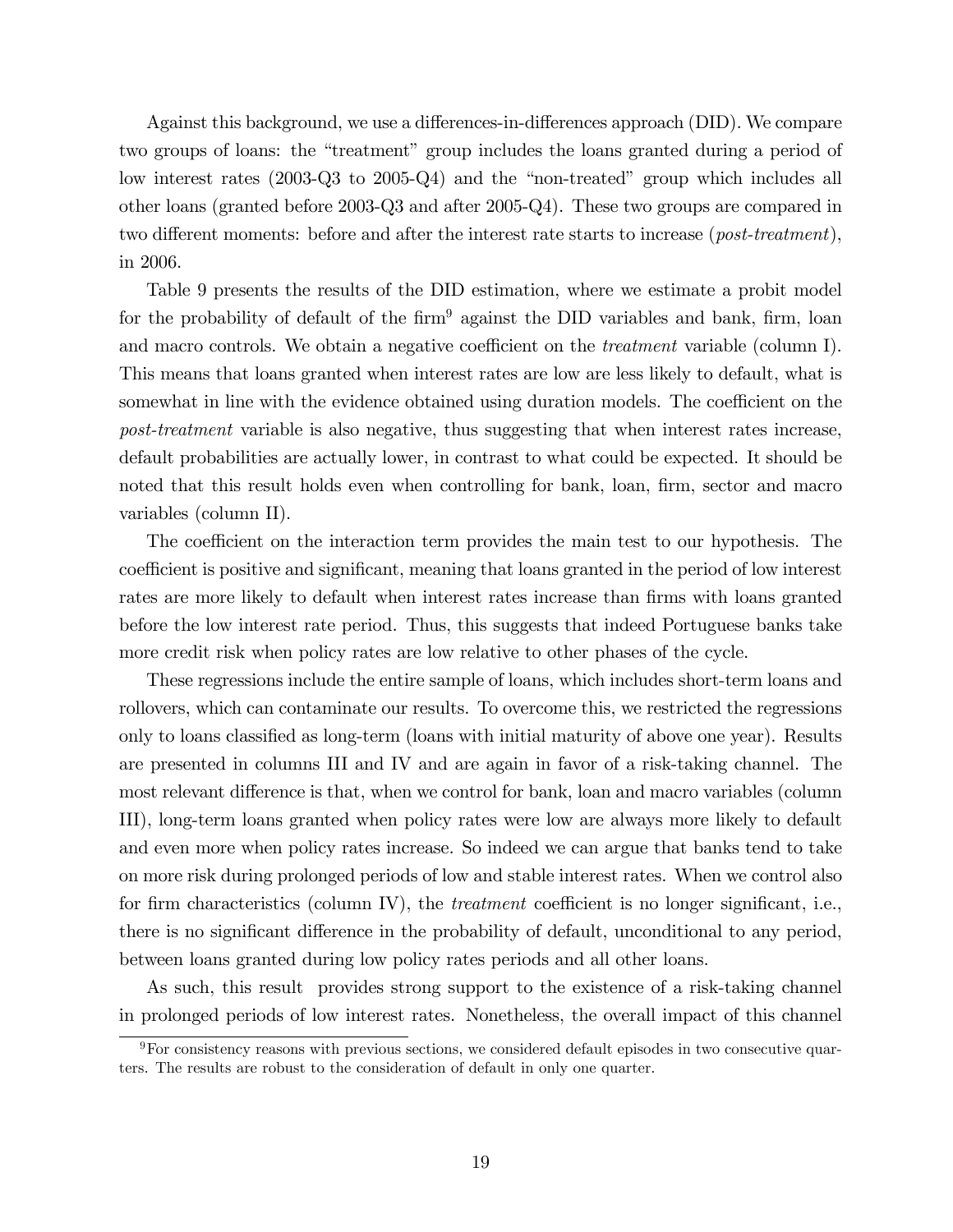Against this background, we use a differences-in-differences approach (DID). We compare two groups of loans: the "treatment" group includes the loans granted during a period of low interest rates (2003-Q3 to 2005-Q4) and the "non-treated" group which includes all other loans (granted before 2003-Q3 and after 2005-Q4). These two groups are compared in two different moments: before and after the interest rate starts to increase (*post-treatment*), in 2006.

Table 9 presents the results of the DID estimation, where we estimate a probit model for the probability of default of the firm[9] against the DID variables and bank, firm, loan and macro controls. We obtain a negative coefficient on the *treatment* variable (column I). This means that loans granted when interest rates are low are less likely to default, what is somewhat in line with the evidence obtained using duration models. The coefficient on the *post-treatment* variable is also negative, thus suggesting that when interest rates increase, default probabilities are actually lower, in contrast to what could be expected. It should be noted that this result holds even when controlling for bank, loan, firm, sector and macro variables (column II).

The coefficient on the interaction term provides the main test to our hypothesis. The coefficient is positive and significant, meaning that loans granted in the period of low interest rates are more likely to default when interest rates increase than firms with loans granted before the low interest rate period. Thus, this suggests that indeed Portuguese banks take more credit risk when policy rates are low relative to other phases of the cycle.

These regressions include the entire sample of loans, which includes short-term loans and rollovers, which can contaminate our results. To overcome this, we restricted the regressions only to loans classified as long-term (loans with initial maturity of above one year). Results are presented in columns III and IV and are again in favor of a risk-taking channel. The most relevant difference is that, when we control for bank, loan and macro variables (column III), long-term loans granted when policy rates were low are always more likely to default and even more when policy rates increase. So indeed we can argue that banks tend to take on more risk during prolonged periods of low and stable interest rates. When we control also for firm characteristics (column IV), the *treatment* coefficient is no longer significant, i.e., there is no significant difference in the probability of default, unconditional to any period, between loans granted during low policy rates periods and all other loans.

As such, this result provides strong support to the existence of a risk-taking channel in prolonged periods of low interest rates. Nonetheless, the overall impact of this channel

[9] For consistency reasons with previous sections, we considered default episodes in two consecutive quarters. The results are robust to the consideration of default in only one quarter.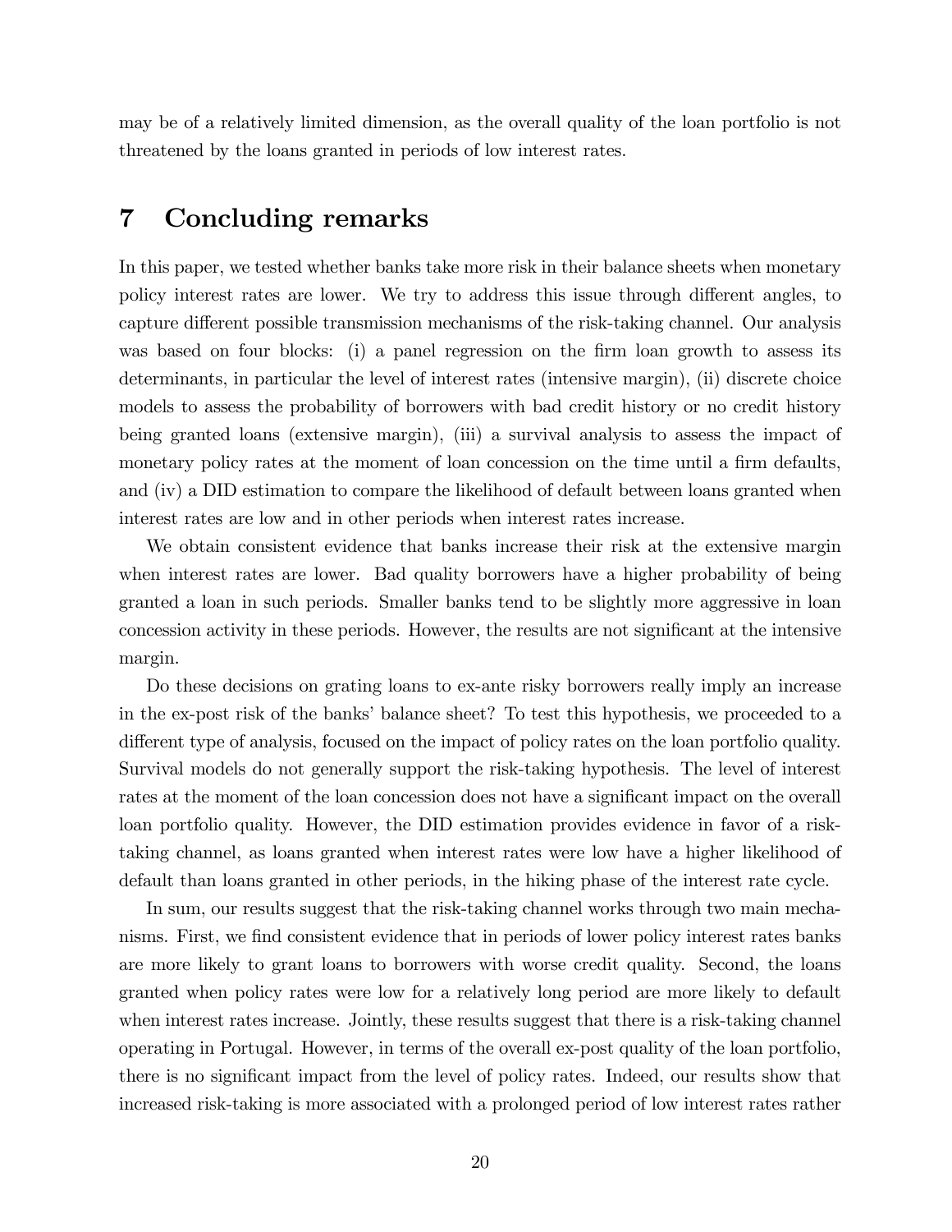may be of a relatively limited dimension, as the overall quality of the loan portfolio is not threatened by the loans granted in periods of low interest rates.

# 7 Concluding remarks

In this paper, we tested whether banks take more risk in their balance sheets when monetary policy interest rates are lower. We try to address this issue through different angles, to capture different possible transmission mechanisms of the risk-taking channel. Our analysis was based on four blocks: (i) a panel regression on the firm loan growth to assess its determinants, in particular the level of interest rates (intensive margin), (ii) discrete choice models to assess the probability of borrowers with bad credit history or no credit history being granted loans (extensive margin), (iii) a survival analysis to assess the impact of monetary policy rates at the moment of loan concession on the time until a firm defaults, and (iv) a DID estimation to compare the likelihood of default between loans granted when interest rates are low and in other periods when interest rates increase.

We obtain consistent evidence that banks increase their risk at the extensive margin when interest rates are lower. Bad quality borrowers have a higher probability of being granted a loan in such periods. Smaller banks tend to be slightly more aggressive in loan concession activity in these periods. However, the results are not significant at the intensive margin.

Do these decisions on grating loans to ex-ante risky borrowers really imply an increase in the ex-post risk of the banks' balance sheet? To test this hypothesis, we proceeded to a different type of analysis, focused on the impact of policy rates on the loan portfolio quality. Survival models do not generally support the risk-taking hypothesis. The level of interest rates at the moment of the loan concession does not have a significant impact on the overall loan portfolio quality. However, the DID estimation provides evidence in favor of a risk-taking channel, as loans granted when interest rates were low have a higher likelihood of default than loans granted in other periods, in the hiking phase of the interest rate cycle.

In sum, our results suggest that the risk-taking channel works through two main mechanisms. First, we find consistent evidence that in periods of lower policy interest rates banks are more likely to grant loans to borrowers with worse credit quality. Second, the loans granted when policy rates were low for a relatively long period are more likely to default when interest rates increase. Jointly, these results suggest that there is a risk-taking channel operating in Portugal. However, in terms of the overall ex-post quality of the loan portfolio, there is no significant impact from the level of policy rates. Indeed, our results show that increased risk-taking is more associated with a prolonged period of low interest rates rather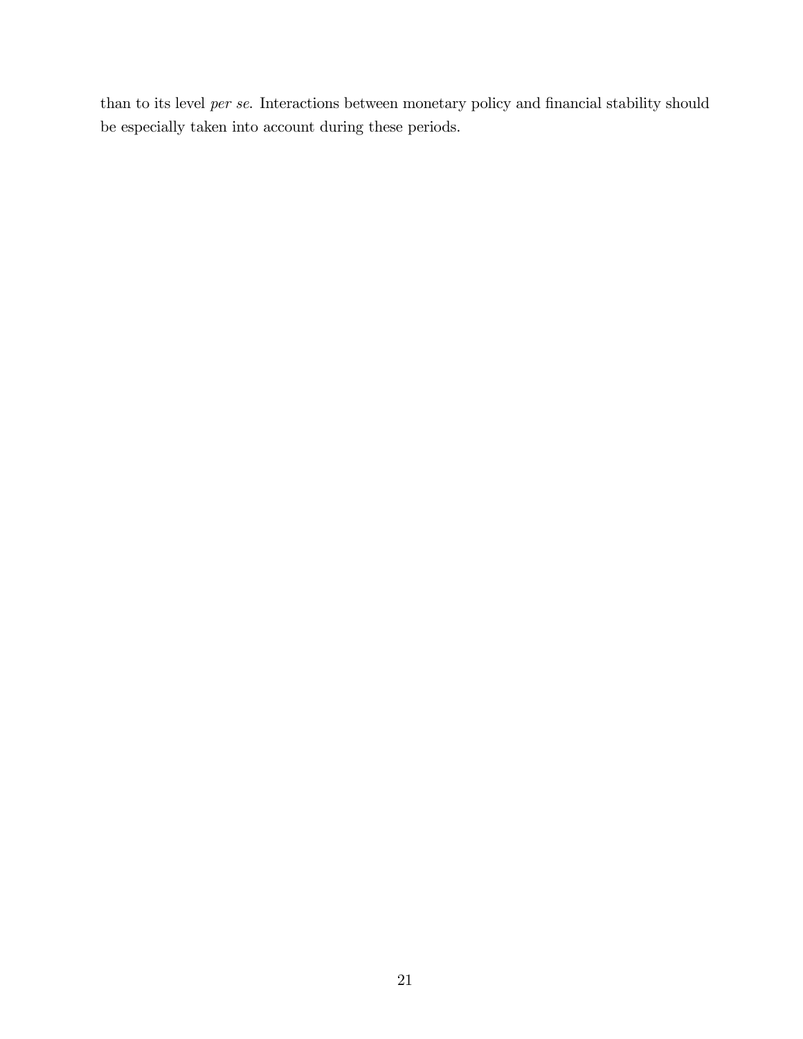than to its level *per se*. Interactions between monetary policy and financial stability should be especially taken into account during these periods.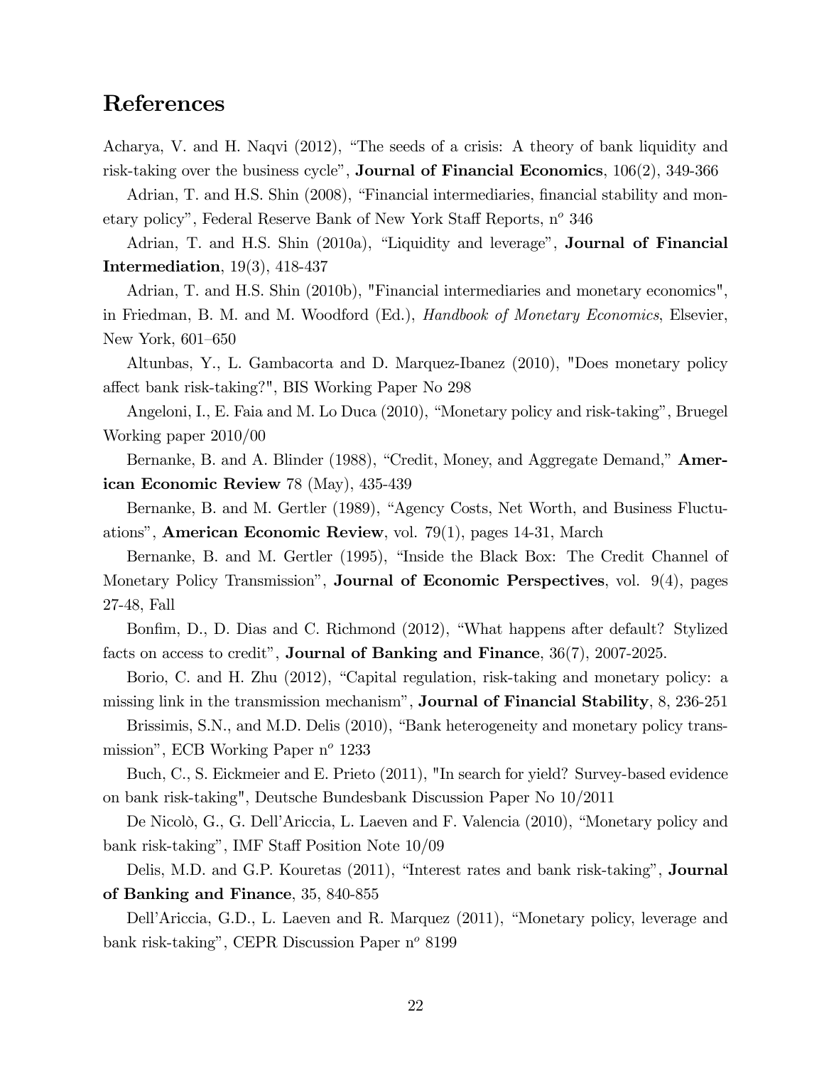## References

Acharya, V. and H. Naqvi (2012), "The seeds of a crisis: A theory of bank liquidity and risk-taking over the business cycle", **Journal of Financial Economics**, 106(2), 349-366

Adrian, T. and H.S. Shin (2008), "Financial intermediaries, financial stability and monetary policy", Federal Reserve Bank of New York Staff Reports, n$^o$ 346

Adrian, T. and H.S. Shin (2010a), "Liquidity and leverage", **Journal of Financial Intermediation**, 19(3), 418-437

Adrian, T. and H.S. Shin (2010b), "Financial intermediaries and monetary economics", in Friedman, B. M. and M. Woodford (Ed.), *Handbook of Monetary Economics*, Elsevier, New York, 601–650

Altunbas, Y., L. Gambacorta and D. Marquez-Ibanez (2010), "Does monetary policy affect bank risk-taking?", BIS Working Paper No 298

Angeloni, I., E. Faia and M. Lo Duca (2010), "Monetary policy and risk-taking", Bruegel Working paper 2010/00

Bernanke, B. and A. Blinder (1988), "Credit, Money, and Aggregate Demand," **American Economic Review** 78 (May), 435-439

Bernanke, B. and M. Gertler (1989), "Agency Costs, Net Worth, and Business Fluctuations", **American Economic Review**, vol. 79(1), pages 14-31, March

Bernanke, B. and M. Gertler (1995), "Inside the Black Box: The Credit Channel of Monetary Policy Transmission", **Journal of Economic Perspectives**, vol. 9(4), pages 27-48, Fall

Bonfim, D., D. Dias and C. Richmond (2012), "What happens after default? Stylized facts on access to credit", **Journal of Banking and Finance**, 36(7), 2007-2025.

Borio, C. and H. Zhu (2012), "Capital regulation, risk-taking and monetary policy: a missing link in the transmission mechanism", **Journal of Financial Stability**, 8, 236-251

Brissimis, S.N., and M.D. Delis (2010), "Bank heterogeneity and monetary policy transmission", ECB Working Paper n$^o$ 1233

Buch, C., S. Eickmeier and E. Prieto (2011), "In search for yield? Survey-based evidence on bank risk-taking", Deutsche Bundesbank Discussion Paper No 10/2011

De Nicolò, G., G. Dell'Ariccia, L. Laeven and F. Valencia (2010), "Monetary policy and bank risk-taking", IMF Staff Position Note 10/09

Delis, M.D. and G.P. Kouretas (2011), "Interest rates and bank risk-taking", **Journal of Banking and Finance**, 35, 840-855

Dell'Ariccia, G.D., L. Laeven and R. Marquez (2011), "Monetary policy, leverage and bank risk-taking", CEPR Discussion Paper n$^o$ 8199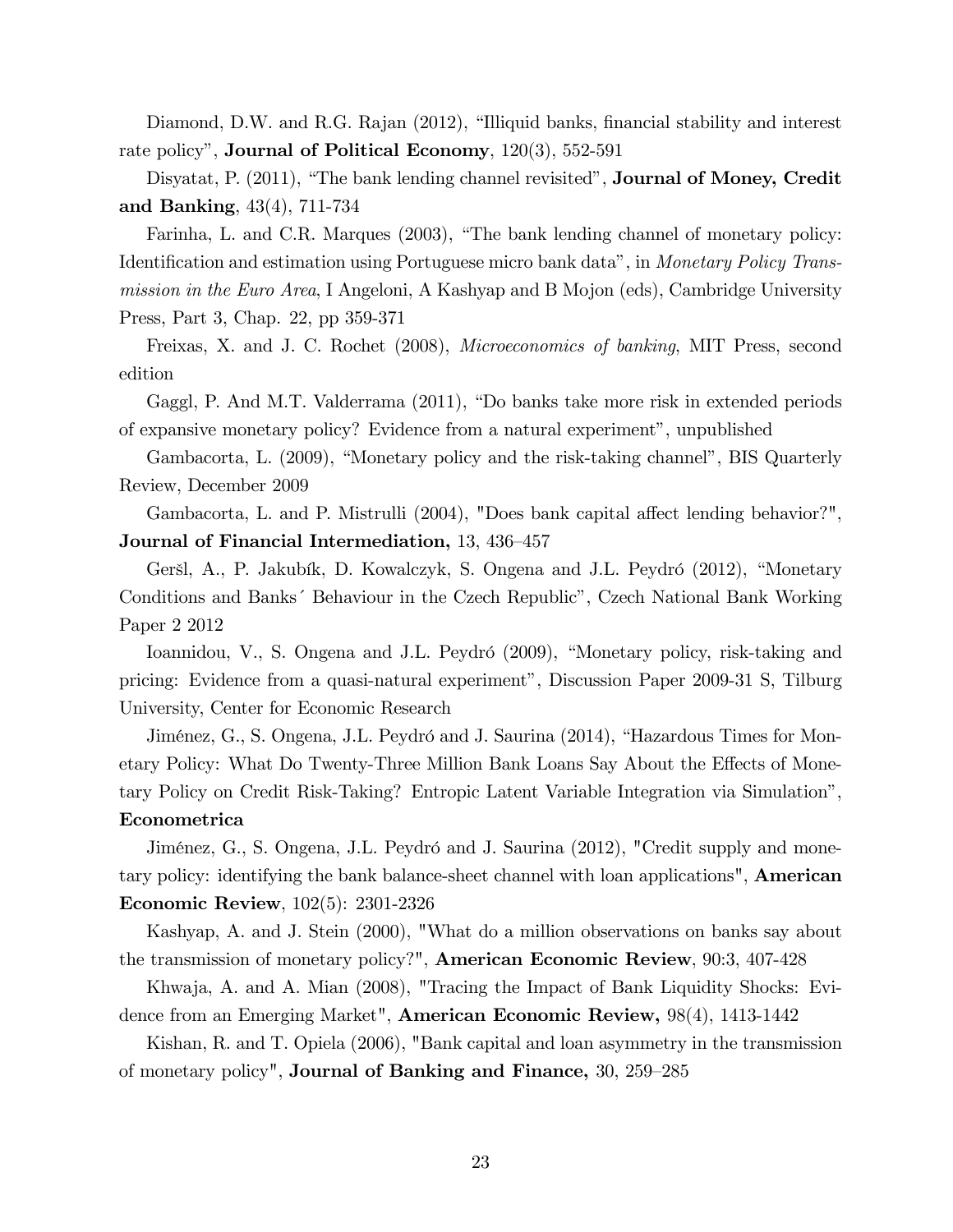Diamond, D.W. and R.G. Rajan (2012), "Illiquid banks, financial stability and interest rate policy", **Journal of Political Economy**, 120(3), 552-591

Disyatat, P. (2011), "The bank lending channel revisited", **Journal of Money, Credit and Banking**, 43(4), 711-734

Farinha, L. and C.R. Marques (2003), "The bank lending channel of monetary policy: Identification and estimation using Portuguese micro bank data", in *Monetary Policy Transmission in the Euro Area*, I Angeloni, A Kashyap and B Mojon (eds), Cambridge University Press, Part 3, Chap. 22, pp 359-371

Freixas, X. and J. C. Rochet (2008), *Microeconomics of banking*, MIT Press, second edition

Gaggl, P. And M.T. Valderrama (2011), "Do banks take more risk in extended periods of expansive monetary policy? Evidence from a natural experiment", unpublished

Gambacorta, L. (2009), "Monetary policy and the risk-taking channel", BIS Quarterly Review, December 2009

Gambacorta, L. and P. Mistrulli (2004), "Does bank capital affect lending behavior?", **Journal of Financial Intermediation,** 13, 436–457

Geršl, A., P. Jakubík, D. Kowalczyk, S. Ongena and J.L. Peydró (2012), "Monetary Conditions and Banks´ Behaviour in the Czech Republic", Czech National Bank Working Paper 2 2012

Ioannidou, V., S. Ongena and J.L. Peydró (2009), "Monetary policy, risk-taking and pricing: Evidence from a quasi-natural experiment", Discussion Paper 2009-31 S, Tilburg University, Center for Economic Research

Jiménez, G., S. Ongena, J.L. Peydró and J. Saurina (2014), "Hazardous Times for Monetary Policy: What Do Twenty-Three Million Bank Loans Say About the Effects of Monetary Policy on Credit Risk-Taking? Entropic Latent Variable Integration via Simulation", **Econometrica**

Jiménez, G., S. Ongena, J.L. Peydró and J. Saurina (2012), "Credit supply and monetary policy: identifying the bank balance-sheet channel with loan applications", **American Economic Review**, 102(5): 2301-2326

Kashyap, A. and J. Stein (2000), "What do a million observations on banks say about the transmission of monetary policy?", **American Economic Review**, 90:3, 407-428

Khwaja, A. and A. Mian (2008), "Tracing the Impact of Bank Liquidity Shocks: Evidence from an Emerging Market", **American Economic Review,** 98(4), 1413-1442

Kishan, R. and T. Opiela (2006), "Bank capital and loan asymmetry in the transmission of monetary policy", **Journal of Banking and Finance,** 30, 259–285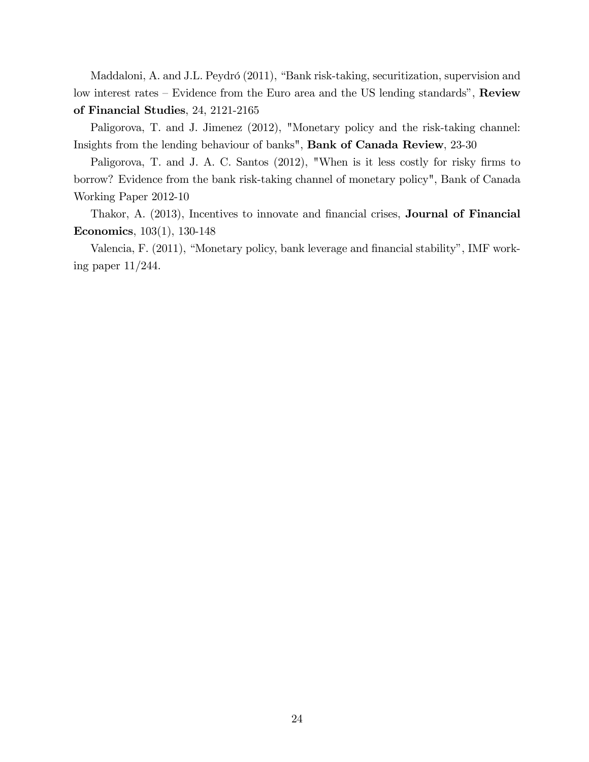Maddaloni, A. and J.L. Peydró (2011), "Bank risk-taking, securitization, supervision and low interest rates – Evidence from the Euro area and the US lending standards", **Review of Financial Studies**, 24, 2121-2165

Paligorova, T. and J. Jimenez (2012), "Monetary policy and the risk-taking channel: Insights from the lending behaviour of banks", **Bank of Canada Review**, 23-30

Paligorova, T. and J. A. C. Santos (2012), "When is it less costly for risky firms to borrow? Evidence from the bank risk-taking channel of monetary policy", Bank of Canada Working Paper 2012-10

Thakor, A. (2013), Incentives to innovate and financial crises, **Journal of Financial Economics**, 103(1), 130-148

Valencia, F. (2011), "Monetary policy, bank leverage and financial stability", IMF working paper 11/244.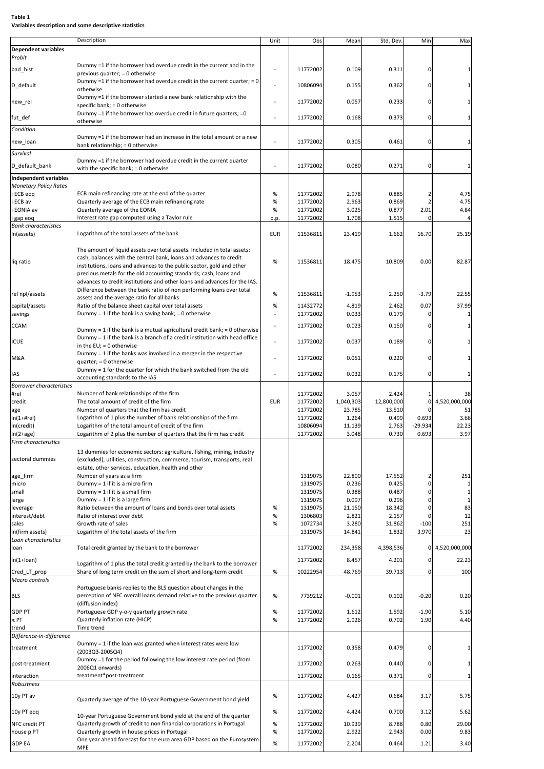**Table 1**
**Variables description and some descriptive statistics**

| | Description | Unit | Obs | Mean | Std. Dev. | Min | Max |
|---|---|---|---|---|---|---|---|
| **Dependent variables** | | | | | | | |
| *Probit* | | | | | | | |
| bad_hist | Dummy =1 if the borrower had overdue credit in the current and in the previous quarter; = 0 otherwise | - | 11772002 | 0.109 | 0.311 | 0 | 1 |
| D_default | Dummy =1 if the borrower had overdue credit in the current quarter; = 0 otherwise | - | 10806094 | 0.155 | 0.362 | 0 | 1 |
| new_rel | Dummy =1 if the borrower started a new bank relationship with the specific bank; = 0 otherwise | - | 11772002 | 0.057 | 0.233 | 0 | 1 |
| fut_def | Dummy =1 if the borrower has overdue credit in future quarters; =0 otherwise | - | 11772002 | 0.168 | 0.373 | 0 | 1 |
| *Condition* | | | | | | | |
| new_loan | Dummy =1 if the borrower had an increase in the total amount or a new bank relationship; = 0 otherwise | - | 11772002 | 0.305 | 0.461 | 0 | 1 |
| *Survival* | | | | | | | |
| D_default_bank | Dummy =1 if the borrower had overdue credit in the current quarter with the specific bank; = 0 otherwise | - | 11772002 | 0.080 | 0.271 | 0 | 1 |
| **Independent variables** | | | | | | | |
| *Monetary Policy Rates* | | | | | | | |
| i ECB eoq | ECB main refinancing rate at the end of the quarter | % | 11772002 | 2.978 | 0.885 | 2 | 4.75 |
| i ECB av | Quarterly average of the ECB main refinancing rate | % | 11772002 | 2.963 | 0.869 | 2 | 4.75 |
| i EONIA av | Quarterly average of the EONIA | % | 11772002 | 3.025 | 0.877 | 2.01 | 4.84 |
| i gap eoq | Interest rate gap computed using a Taylor rule | p.p. | 11772002 | 1.708 | 1.515 | 0 | 4 |
| *Bank characteristics* | | | | | | | |
| ln(assets) | Logarithm of the total assets of the bank | EUR | 11536811 | 23.419 | 1.662 | 16.70 | 25.19 |
| liq ratio | The amount of liquid assets over total assets. Included in total assets: cash, balances with the central bank, loans and advances to credit institutions, loans and advances to the public sector, gold and other precious metals for the old accounting standards; cash, loans and advances to credit institutions and other loans and advances for the IAS. | % | 11536811 | 18.475 | 10.809 | 0.00 | 82.87 |
| rel npl/assets | Difference between the bank ratio of non performing loans over total assets and the average ratio for all banks | % | 11536811 | -1.953 | 2.250 | -3.79 | 22.55 |
| capital/assets | Ratio of the balance sheet capital over total assets | % | 11432772 | 4.819 | 2.462 | 0.07 | 37.99 |
| savings | Dummy = 1 if the bank is a saving bank; = 0 otherwise | - | 11772002 | 0.033 | 0.179 | 0 | 1 |
| CCAM | Dummy = 1 if the bank is a mutual agricultural credit bank; = 0 otherwise | - | 11772002 | 0.023 | 0.150 | 0 | 1 |
| ICUE | Dummy = 1 if the bank is a branch of a credit institution with head office in the EU; = 0 otherwise | - | 11772002 | 0.037 | 0.189 | 0 | 1 |
| M&A | Dummy = 1 if the banks was involved in a merger in the respective quarter; = 0 otherwise | - | 11772002 | 0.051 | 0.220 | 0 | 1 |
| IAS | Dummy = 1 for the quarter for which the bank switched from the old accounting standards to the IAS | - | 11772002 | 0.032 | 0.175 | 0 | 1 |
| *Borrower characteristics* | | | | | | | |
| #rel | Number of bank relationships of the firm | | 11772002 | 3.057 | 2.424 | 1 | 38 |
| credit | The total amount of credit of the firm | EUR | 11772002 | 1,040,303 | 12,800,000 | 0 | 4,520,000,000 |
| age | Number of quarters that the firm has credit | | 11772002 | 23.785 | 13.510 | 0 | 51 |
| ln(1+#rel) | Logarithm of 1 plus the number of bank relationships of the firm | | 11772002 | 1.264 | 0.499 | 0.693 | 3.66 |
| ln(credit) | Logarithm of the total amount of credit of the firm | | 10806094 | 11.139 | 2.763 | -29.934 | 22.23 |
| ln(2+age) | Logarithm of 2 plus the number of quarters that the firm has credit | | 11772002 | 3.048 | 0.730 | 0.693 | 3.97 |
| *Firm characteristics* | | | | | | | |
| sectoral dummies | 13 dummies for economic sectors: agriculture, fishing, mining, industry (excluded), utilities, construction, commerce, tourism, transports, real estate, other services, education, health and other | | | | | | |
| age_firm | Number of years as a firm | | 1319075 | 22.800 | 17.552 | 2 | 251 |
| micro | Dummy = 1 if it is a micro firm | | 1319075 | 0.236 | 0.425 | 0 | 1 |
| small | Dummy = 1 if it is a small firm | | 1319075 | 0.388 | 0.487 | 0 | 1 |
| large | Dummy = 1 if it is a large firm | | 1319075 | 0.097 | 0.296 | 0 | 1 |
| leverage | Ratio between the amount of loans and bonds over total assets | % | 1319075 | 21.150 | 18.342 | 0 | 83 |
| interest/debt | Ratio of interest over debt | % | 1306803 | 2.821 | 2.157 | 0 | 12 |
| sales | Growth rate of sales | % | 1072734 | 3.280 | 31.862 | -100 | 251 |
| ln(firm assets) | Logarithm of the total assets of the firm | | 1319075 | 14.841 | 1.832 | 3.970 | 23 |
| *Loan characteristics* | | | | | | | |
| loan | Total credit granted by the bank to the borrower | | 11772002 | 234,358 | 4,398,536 | 0 | 4,520,000,000 |
| ln(1+loan) | Logarithm of 1 plus the total credit granted by the bank to the borrower | | 11772002 | 8.457 | 4.201 | 0 | 22.23 |
| Cred_LT_prop | Share of long term credit on the sum of short and long-term credit | % | 10222954 | 48.769 | 39.713 | 0 | 100 |
| *Macro controls* | | | | | | | |
| BLS | Portuguese banks replies to the BLS question about changes in the perception of NFC overall loans demand relative to the previous quarter (diffusion index) | % | 7739212 | -0.001 | 0.102 | -0.20 | 0.20 |
| GDP PT | Portuguese GDP y-o-y quarterly growth rate | % | 11772002 | 1.612 | 1.592 | -1.90 | 5.10 |
| $\pi$ PT | Quarterly inflation rate (HICP) | % | 11772002 | 2.926 | 0.702 | 1.90 | 4.40 |
| trend | Time trend | | | | | | |
| *Difference-in-difference* | | | | | | | |
| treatment | Dummy = 1 if the loan was granted when interest rates were low (2003Q3-2005Q4) | | 11772002 | 0.358 | 0.479 | 0 | 1 |
| post-treatment | Dummy =1 for the period following the low interest rate period (from 2006Q1 onwards) | | 11772002 | 0.263 | 0.440 | 0 | 1 |
| interaction | treatment*post-treatment | | 11772002 | 0.165 | 0.371 | 0 | 1 |
| *Robustness* | | | | | | | |
| 10y PT av | Quarterly average of the 10-year Portuguese Government bond yield | % | 11772002 | 4.427 | 0.684 | 3.17 | 5.75 |
| 10y PT eoq | 10-year Portuguese Government bond yield at the end of the quarter | % | 11772002 | 4.424 | 0.700 | 3.12 | 5.62 |
| NFC credit PT | Quarterly growth of credit to non financial corporations in Portugal | % | 11772002 | 10.939 | 8.788 | 0.80 | 29.00 |
| house p PT | Quarterly growth in house prices in Portugal | % | 11772002 | 2.922 | 2.943 | 0.00 | 9.83 |
| GDP EA | One year ahead forecast for the euro area GDP based on the Eurosystem MPE | % | 11772002 | 2.204 | 0.464 | 1.21 | 3.40 |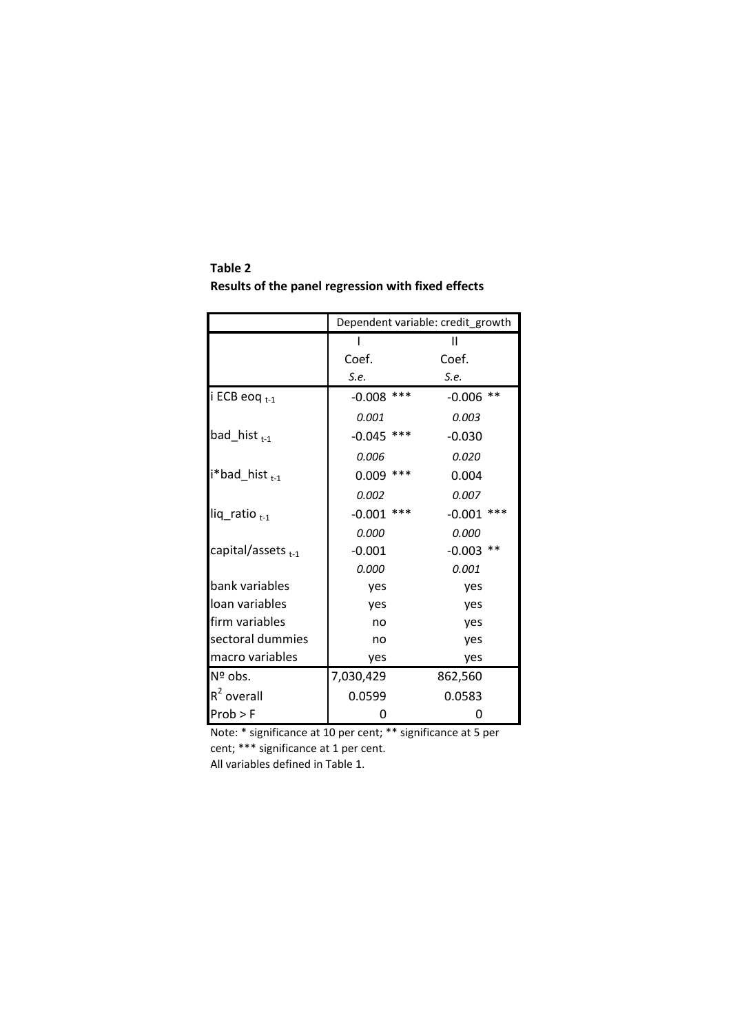**Table 2**
**Results of the panel regression with fixed effects**

| | Dependent variable: credit_growth | |
|---|---|---|
| | I | II |
| | Coef. | Coef. |
| | *S.e.* | *S.e.* |
| i ECB eoq $_{t-1}$ | -0.008 *** | -0.006 ** |
| | *0.001* | *0.003* |
| bad_hist $_{t-1}$ | -0.045 *** | -0.030 |
| | *0.006* | *0.020* |
| i*bad_hist $_{t-1}$ | 0.009 *** | 0.004 |
| | *0.002* | *0.007* |
| liq_ratio $_{t-1}$ | -0.001 *** | -0.001 *** |
| | *0.000* | *0.000* |
| capital/assets $_{t-1}$ | -0.001 | -0.003 ** |
| | *0.000* | *0.001* |
| bank variables | yes | yes |
| loan variables | yes | yes |
| firm variables | no | yes |
| sectoral dummies | no | yes |
| macro variables | yes | yes |
| Nº obs. | 7,030,429 | 862,560 |
| $R^2$ overall | 0.0599 | 0.0583 |
| Prob > F | 0 | 0 |

Note: * significance at 10 per cent; ** significance at 5 per cent; *** significance at 1 per cent.
All variables defined in Table 1.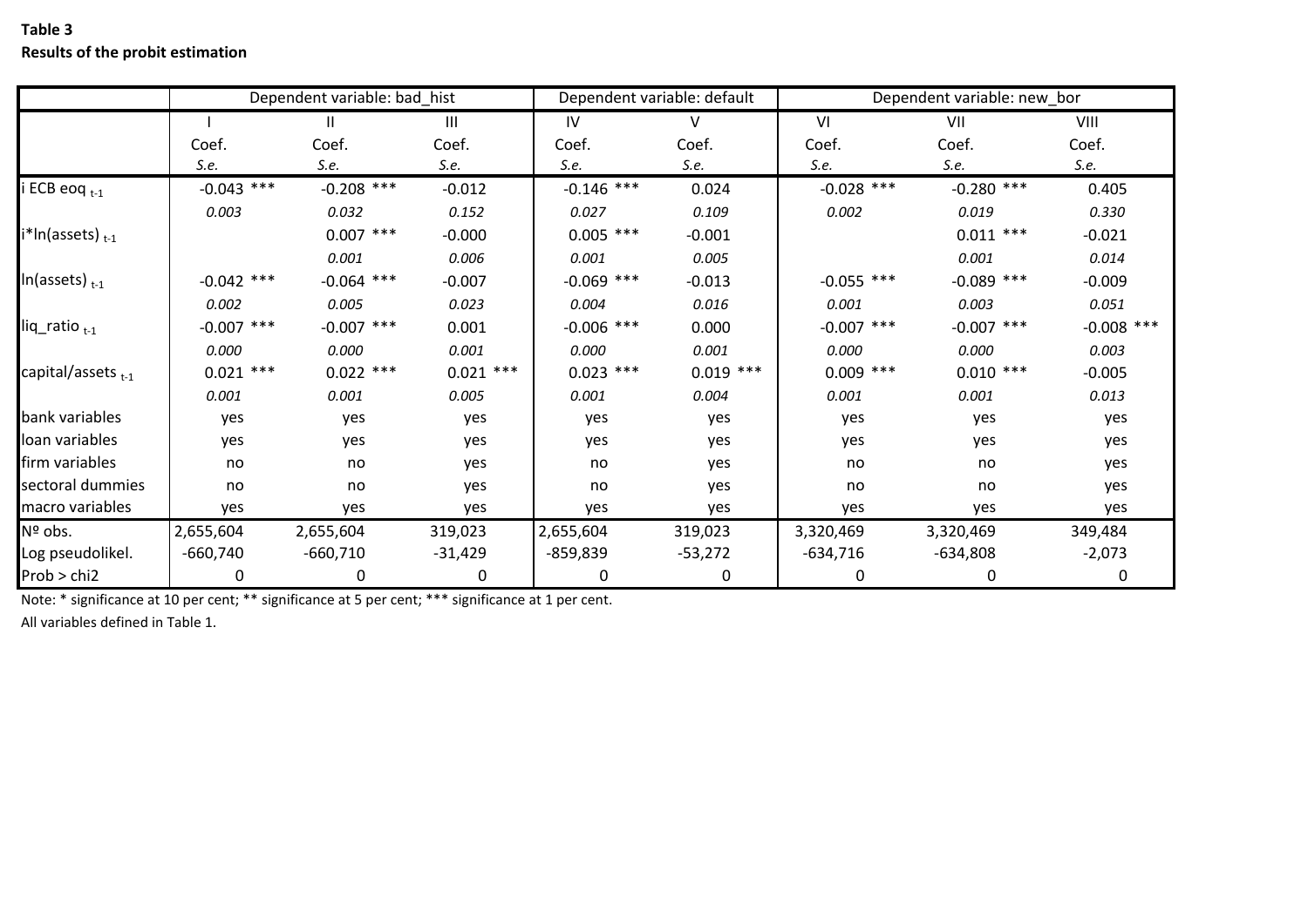**Table 3**
**Results of the probit estimation**

| | Dependent variable: bad_hist | | | Dependent variable: default | | Dependent variable: new_bor | | |
|---|---|---|---|---|---|---|---|---|
| | I | II | III | IV | V | VI | VII | VIII |
| | Coef. | Coef. | Coef. | Coef. | Coef. | Coef. | Coef. | Coef. |
| | *S.e.* | *S.e.* | *S.e.* | *S.e.* | *S.e.* | *S.e.* | *S.e.* | *S.e.* |
| i ECB eoq $_{t-1}$ | -0.043 *** | -0.208 *** | -0.012 | -0.146 *** | 0.024 | -0.028 *** | -0.280 *** | 0.405 |
| | *0.003* | *0.032* | *0.152* | *0.027* | *0.109* | *0.002* | *0.019* | *0.330* |
| i*ln(assets) $_{t-1}$ | | 0.007 *** | -0.000 | 0.005 *** | -0.001 | | 0.011 *** | -0.021 |
| | | *0.001* | *0.006* | *0.001* | *0.005* | | *0.001* | *0.014* |
| ln(assets) $_{t-1}$ | -0.042 *** | -0.064 *** | -0.007 | -0.069 *** | -0.013 | -0.055 *** | -0.089 *** | -0.009 |
| | *0.002* | *0.005* | *0.023* | *0.004* | *0.016* | *0.001* | *0.003* | *0.051* |
| liq_ratio $_{t-1}$ | -0.007 *** | -0.007 *** | 0.001 | -0.006 *** | 0.000 | -0.007 *** | -0.007 *** | -0.008 *** |
| | *0.000* | *0.000* | *0.001* | *0.000* | *0.001* | *0.000* | *0.000* | *0.003* |
| capital/assets $_{t-1}$ | 0.021 *** | 0.022 *** | 0.021 *** | 0.023 *** | 0.019 *** | 0.009 *** | 0.010 *** | -0.005 |
| | *0.001* | *0.001* | *0.005* | *0.001* | *0.004* | *0.001* | *0.001* | *0.013* |
| bank variables | yes | yes | yes | yes | yes | yes | yes | yes |
| loan variables | yes | yes | yes | yes | yes | yes | yes | yes |
| firm variables | no | no | yes | no | yes | no | no | yes |
| sectoral dummies | no | no | yes | no | yes | no | no | yes |
| macro variables | yes | yes | yes | yes | yes | yes | yes | yes |
| Nº obs. | 2,655,604 | 2,655,604 | 319,023 | 2,655,604 | 319,023 | 3,320,469 | 3,320,469 | 349,484 |
| Log pseudolikel. | -660,740 | -660,710 | -31,429 | -859,839 | -53,272 | -634,716 | -634,808 | -2,073 |
| Prob > chi2 | 0 | 0 | 0 | 0 | 0 | 0 | 0 | 0 |

Note: * significance at 10 per cent; ** significance at 5 per cent; *** significance at 1 per cent.

All variables defined in Table 1.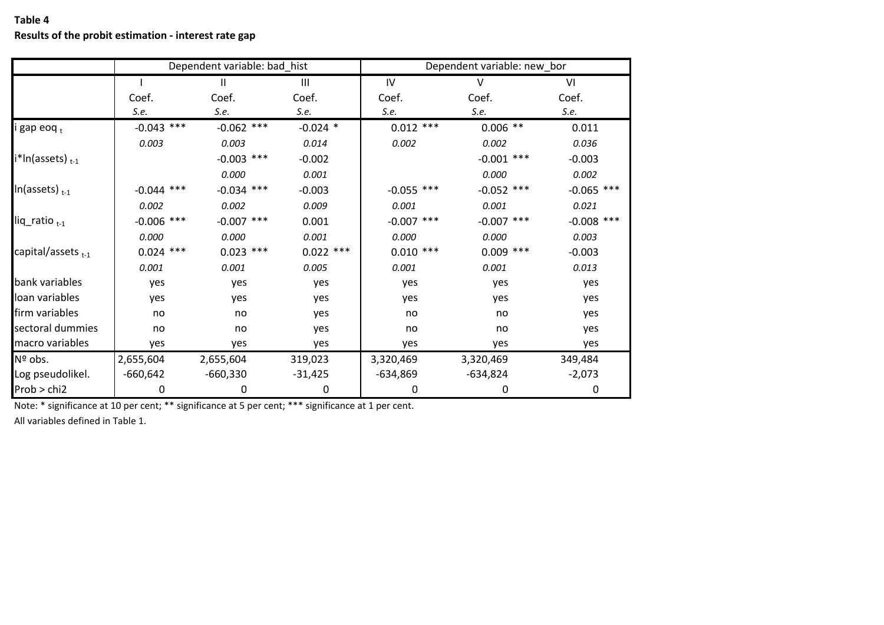**Table 4**
**Results of the probit estimation - interest rate gap**

| | Dependent variable: bad_hist | | | Dependent variable: new_bor | | |
|---|---|---|---|---|---|---|
| | I | II | III | IV | V | VI |
| | Coef. | Coef. | Coef. | Coef. | Coef. | Coef. |
| | *S.e.* | *S.e.* | *S.e.* | *S.e.* | *S.e.* | *S.e.* |
| i gap eoq $_t$ | -0.043 *** | -0.062 *** | -0.024 * | 0.012 *** | 0.006 ** | 0.011 |
| | *0.003* | *0.003* | *0.014* | *0.002* | *0.002* | *0.036* |
| i*ln(assets) $_{t-1}$ | | -0.003 *** | -0.002 | | -0.001 *** | -0.003 |
| | | *0.000* | *0.001* | | *0.000* | *0.002* |
| ln(assets) $_{t-1}$ | -0.044 *** | -0.034 *** | -0.003 | -0.055 *** | -0.052 *** | -0.065 *** |
| | *0.002* | *0.002* | *0.009* | *0.001* | *0.001* | *0.021* |
| liq_ratio $_{t-1}$ | -0.006 *** | -0.007 *** | 0.001 | -0.007 *** | -0.007 *** | -0.008 *** |
| | *0.000* | *0.000* | *0.001* | *0.000* | *0.000* | *0.003* |
| capital/assets $_{t-1}$ | 0.024 *** | 0.023 *** | 0.022 *** | 0.010 *** | 0.009 *** | -0.003 |
| | *0.001* | *0.001* | *0.005* | *0.001* | *0.001* | *0.013* |
| bank variables | yes | yes | yes | yes | yes | yes |
| loan variables | yes | yes | yes | yes | yes | yes |
| firm variables | no | no | yes | no | no | yes |
| sectoral dummies | no | no | yes | no | no | yes |
| macro variables | yes | yes | yes | yes | yes | yes |
| Nº obs. | 2,655,604 | 2,655,604 | 319,023 | 3,320,469 | 3,320,469 | 349,484 |
| Log pseudolikel. | -660,642 | -660,330 | -31,425 | -634,869 | -634,824 | -2,073 |
| Prob > chi2 | 0 | 0 | 0 | 0 | 0 | 0 |

Note: * significance at 10 per cent; ** significance at 5 per cent; *** significance at 1 per cent.

All variables defined in Table 1.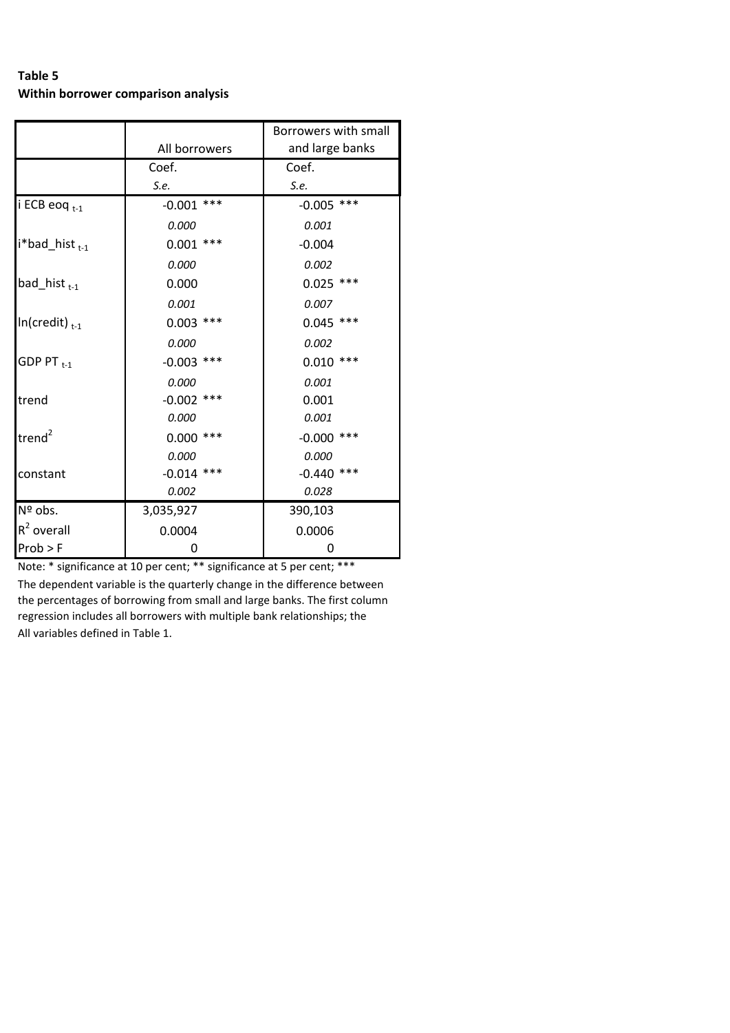**Table 5**
**Within borrower comparison analysis**

| | All borrowers | | Borrowers with small and large banks | |
|---|---|---|---|---|
| | Coef. | | Coef. | |
| | *S.e.* | | *S.e.* | |
| i ECB eoq $_{t-1}$ | -0.001 | *** | -0.005 | *** |
| | *0.000* | | *0.001* | |
| i*bad_hist $_{t-1}$ | 0.001 | *** | -0.004 | |
| | *0.000* | | *0.002* | |
| bad_hist $_{t-1}$ | 0.000 | | 0.025 | *** |
| | *0.001* | | *0.007* | |
| ln(credit) $_{t-1}$ | 0.003 | *** | 0.045 | *** |
| | *0.000* | | *0.002* | |
| GDP PT $_{t-1}$ | -0.003 | *** | 0.010 | *** |
| | *0.000* | | *0.001* | |
| trend | -0.002 | *** | 0.001 | |
| | *0.000* | | *0.001* | |
| trend$^2$ | 0.000 | *** | -0.000 | *** |
| | *0.000* | | *0.000* | |
| constant | -0.014 | *** | -0.440 | *** |
| | *0.002* | | *0.028* | |
| Nº obs. | 3,035,927 | | 390,103 | |
| $R^2$ overall | 0.0004 | | 0.0006 | |
| Prob > F | 0 | | 0 | |

Note: * significance at 10 per cent; ** significance at 5 per cent; ***

The dependent variable is the quarterly change in the difference between the percentages of borrowing from small and large banks. The first column regression includes all borrowers with multiple bank relationships; the

All variables defined in Table 1.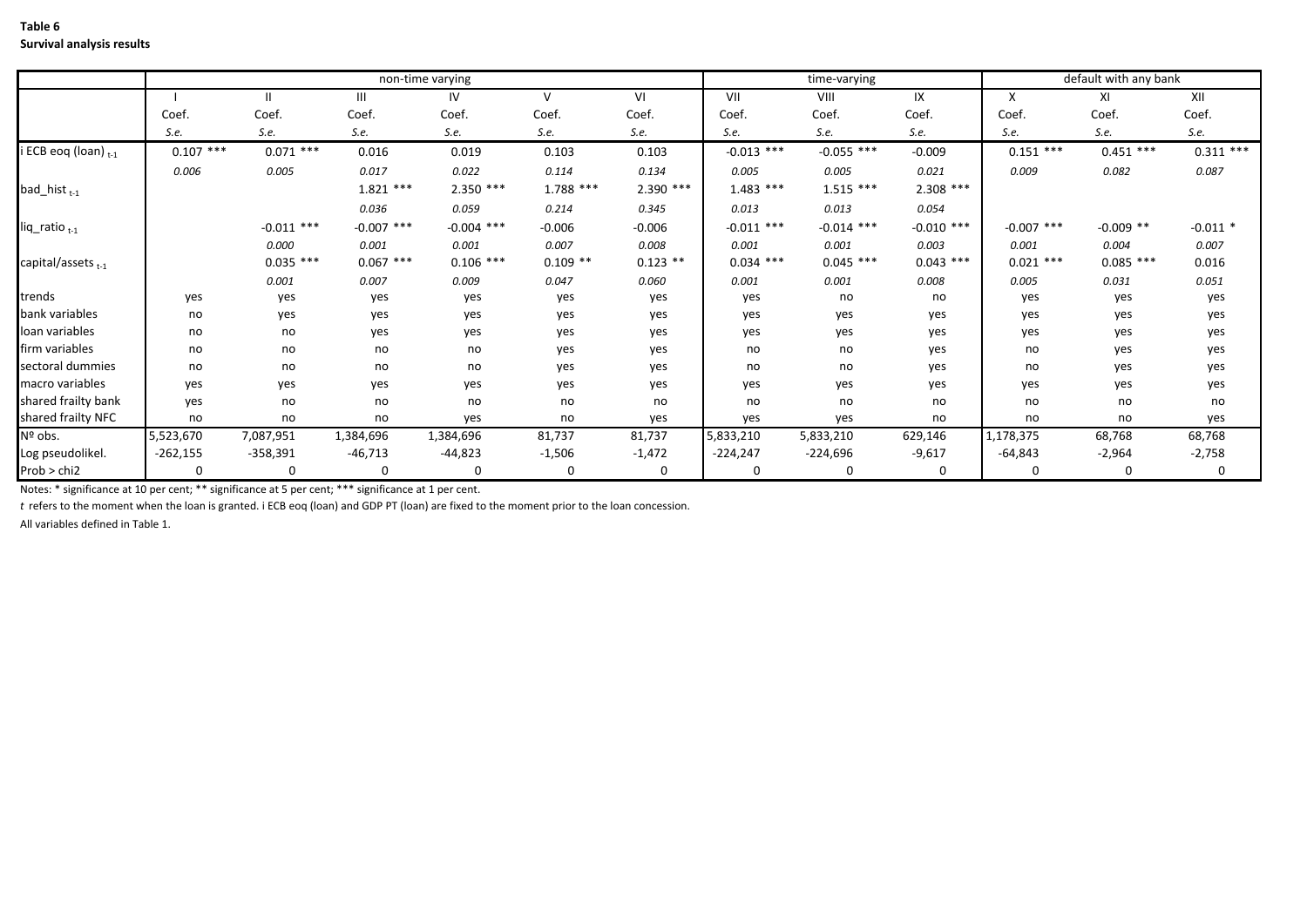**Table 6**

**Survival analysis results**

| | non-time varying | | | | | | time-varying | | | default with any bank | | |
|---|---|---|---|---|---|---|---|---|---|---|---|---|
| | I | II | III | IV | V | VI | VII | VIII | IX | X | XI | XII |
| | Coef. | Coef. | Coef. | Coef. | Coef. | Coef. | Coef. | Coef. | Coef. | Coef. | Coef. | Coef. |
| | *S.e.* | *S.e.* | *S.e.* | *S.e.* | *S.e.* | *S.e.* | *S.e.* | *S.e.* | *S.e.* | *S.e.* | *S.e.* | *S.e.* |
| i ECB eoq (loan) $_{t-1}$ | 0.107 *** | 0.071 *** | 0.016 | 0.019 | 0.103 | 0.103 | -0.013 *** | -0.055 *** | -0.009 | 0.151 *** | 0.451 *** | 0.311 *** |
| | *0.006* | *0.005* | *0.017* | *0.022* | *0.114* | *0.134* | *0.005* | *0.005* | *0.021* | *0.009* | *0.082* | *0.087* |
| bad_hist $_{t-1}$ | | | 1.821 *** | 2.350 *** | 1.788 *** | 2.390 *** | 1.483 *** | 1.515 *** | 2.308 *** | | | |
| | | | *0.036* | *0.059* | *0.214* | *0.345* | *0.013* | *0.013* | *0.054* | | | |
| liq_ratio $_{t-1}$ | | -0.011 *** | -0.007 *** | -0.004 *** | -0.006 | -0.006 | -0.011 *** | -0.014 *** | -0.010 *** | -0.007 *** | -0.009 ** | -0.011 * |
| | | *0.000* | *0.001* | *0.001* | *0.007* | *0.008* | *0.001* | *0.001* | *0.003* | *0.001* | *0.004* | *0.007* |
| capital/assets $_{t-1}$ | | 0.035 *** | 0.067 *** | 0.106 *** | 0.109 ** | 0.123 ** | 0.034 *** | 0.045 *** | 0.043 *** | 0.021 *** | 0.085 *** | 0.016 |
| | | *0.001* | *0.007* | *0.009* | *0.047* | *0.060* | *0.001* | *0.001* | *0.008* | *0.005* | *0.031* | *0.051* |
| trends | yes | yes | yes | yes | yes | yes | yes | no | no | yes | yes | yes |
| bank variables | no | yes | yes | yes | yes | yes | yes | yes | yes | yes | yes | yes |
| loan variables | no | no | yes | yes | yes | yes | yes | yes | yes | yes | yes | yes |
| firm variables | no | no | no | no | yes | yes | no | no | yes | no | yes | yes |
| sectoral dummies | no | no | no | no | yes | yes | no | no | yes | no | yes | yes |
| macro variables | yes | yes | yes | yes | yes | yes | yes | yes | yes | yes | yes | yes |
| shared frailty bank | yes | no | no | no | no | no | no | no | no | no | no | no |
| shared frailty NFC | no | no | no | yes | no | yes | yes | yes | no | no | no | yes |
| Nº obs. | 5,523,670 | 7,087,951 | 1,384,696 | 1,384,696 | 81,737 | 81,737 | 5,833,210 | 5,833,210 | 629,146 | 1,178,375 | 68,768 | 68,768 |
| Log pseudolikel. | -262,155 | -358,391 | -46,713 | -44,823 | -1,506 | -1,472 | -224,247 | -224,696 | -9,617 | -64,843 | -2,964 | -2,758 |
| Prob > chi2 | 0 | 0 | 0 | 0 | 0 | 0 | 0 | 0 | 0 | 0 | 0 | 0 |

Notes: * significance at 10 per cent; ** significance at 5 per cent; *** significance at 1 per cent.

*t* refers to the moment when the loan is granted. i ECB eoq (loan) and GDP PT (loan) are fixed to the moment prior to the loan concession.

All variables defined in Table 1.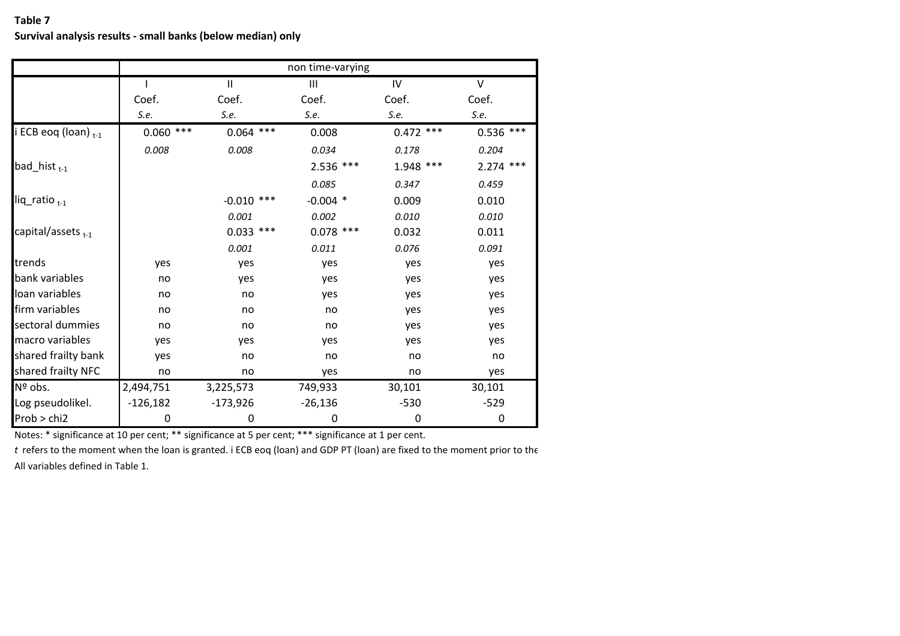**Table 7**

**Survival analysis results - small banks (below median) only**

| | non time-varying | | | | |
|---|---|---|---|---|---|
| | I | II | III | IV | V |
| | Coef. | Coef. | Coef. | Coef. | Coef. |
| | *S.e.* | *S.e.* | *S.e.* | *S.e.* | *S.e.* |
| i ECB eoq (loan) $_{t-1}$ | 0.060 *** | 0.064 *** | 0.008 | 0.472 *** | 0.536 *** |
| | *0.008* | *0.008* | *0.034* | *0.178* | *0.204* |
| bad_hist $_{t-1}$ | | | 2.536 *** | 1.948 *** | 2.274 *** |
| | | | *0.085* | *0.347* | *0.459* |
| liq_ratio $_{t-1}$ | | -0.010 *** | -0.004 * | 0.009 | 0.010 |
| | | *0.001* | *0.002* | *0.010* | *0.010* |
| capital/assets $_{t-1}$ | | 0.033 *** | 0.078 *** | 0.032 | 0.011 |
| | | *0.001* | *0.011* | *0.076* | *0.091* |
| trends | yes | yes | yes | yes | yes |
| bank variables | no | yes | yes | yes | yes |
| loan variables | no | no | yes | yes | yes |
| firm variables | no | no | no | yes | yes |
| sectoral dummies | no | no | no | yes | yes |
| macro variables | yes | yes | yes | yes | yes |
| shared frailty bank | yes | no | no | no | no |
| shared frailty NFC | no | no | yes | no | yes |
| Nº obs. | 2,494,751 | 3,225,573 | 749,933 | 30,101 | 30,101 |
| Log pseudolikel. | -126,182 | -173,926 | -26,136 | -530 | -529 |
| Prob > chi2 | 0 | 0 | 0 | 0 | 0 |

Notes: * significance at 10 per cent; ** significance at 5 per cent; *** significance at 1 per cent.

*t* refers to the moment when the loan is granted. i ECB eoq (loan) and GDP PT (loan) are fixed to the moment prior to the

All variables defined in Table 1.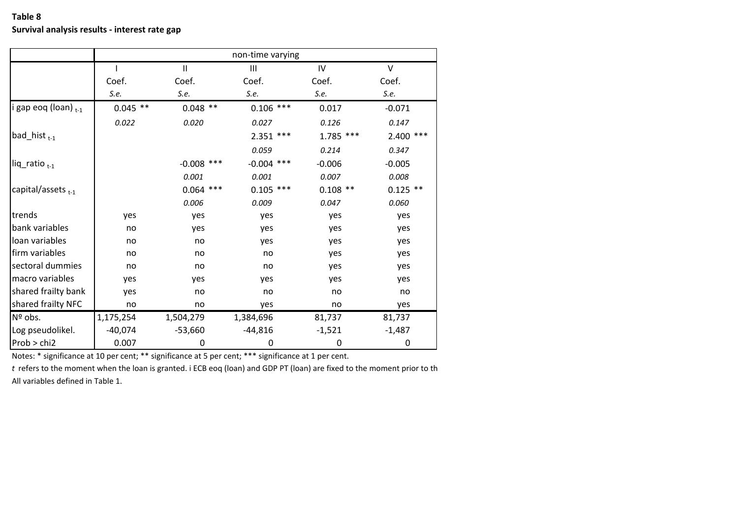**Table 8**
**Survival analysis results - interest rate gap**

| | non-time varying | | | | |
|---|---|---|---|---|---|
| | I | II | III | IV | V |
| | Coef. | Coef. | Coef. | Coef. | Coef. |
| | *S.e.* | *S.e.* | *S.e.* | *S.e.* | *S.e.* |
| i gap eoq (loan) $_{t-1}$ | 0.045 ** | 0.048 ** | 0.106 *** | 0.017 | -0.071 |
| | *0.022* | *0.020* | *0.027* | *0.126* | *0.147* |
| bad_hist $_{t-1}$ | | | 2.351 *** | 1.785 *** | 2.400 *** |
| | | | *0.059* | *0.214* | *0.347* |
| liq_ratio $_{t-1}$ | | -0.008 *** | -0.004 *** | -0.006 | -0.005 |
| | | *0.001* | *0.001* | *0.007* | *0.008* |
| capital/assets $_{t-1}$ | | 0.064 *** | 0.105 *** | 0.108 ** | 0.125 ** |
| | | *0.006* | *0.009* | *0.047* | *0.060* |
| trends | yes | yes | yes | yes | yes |
| bank variables | no | yes | yes | yes | yes |
| loan variables | no | no | yes | yes | yes |
| firm variables | no | no | no | yes | yes |
| sectoral dummies | no | no | no | yes | yes |
| macro variables | yes | yes | yes | yes | yes |
| shared frailty bank | yes | no | no | no | no |
| shared frailty NFC | no | no | yes | no | yes |
| Nº obs. | 1,175,254 | 1,504,279 | 1,384,696 | 81,737 | 81,737 |
| Log pseudolikel. | -40,074 | -53,660 | -44,816 | -1,521 | -1,487 |
| Prob > chi2 | 0.007 | 0 | 0 | 0 | 0 |

Notes: * significance at 10 per cent; ** significance at 5 per cent; *** significance at 1 per cent.

*t* refers to the moment when the loan is granted. i ECB eoq (loan) and GDP PT (loan) are fixed to the moment prior to th

All variables defined in Table 1.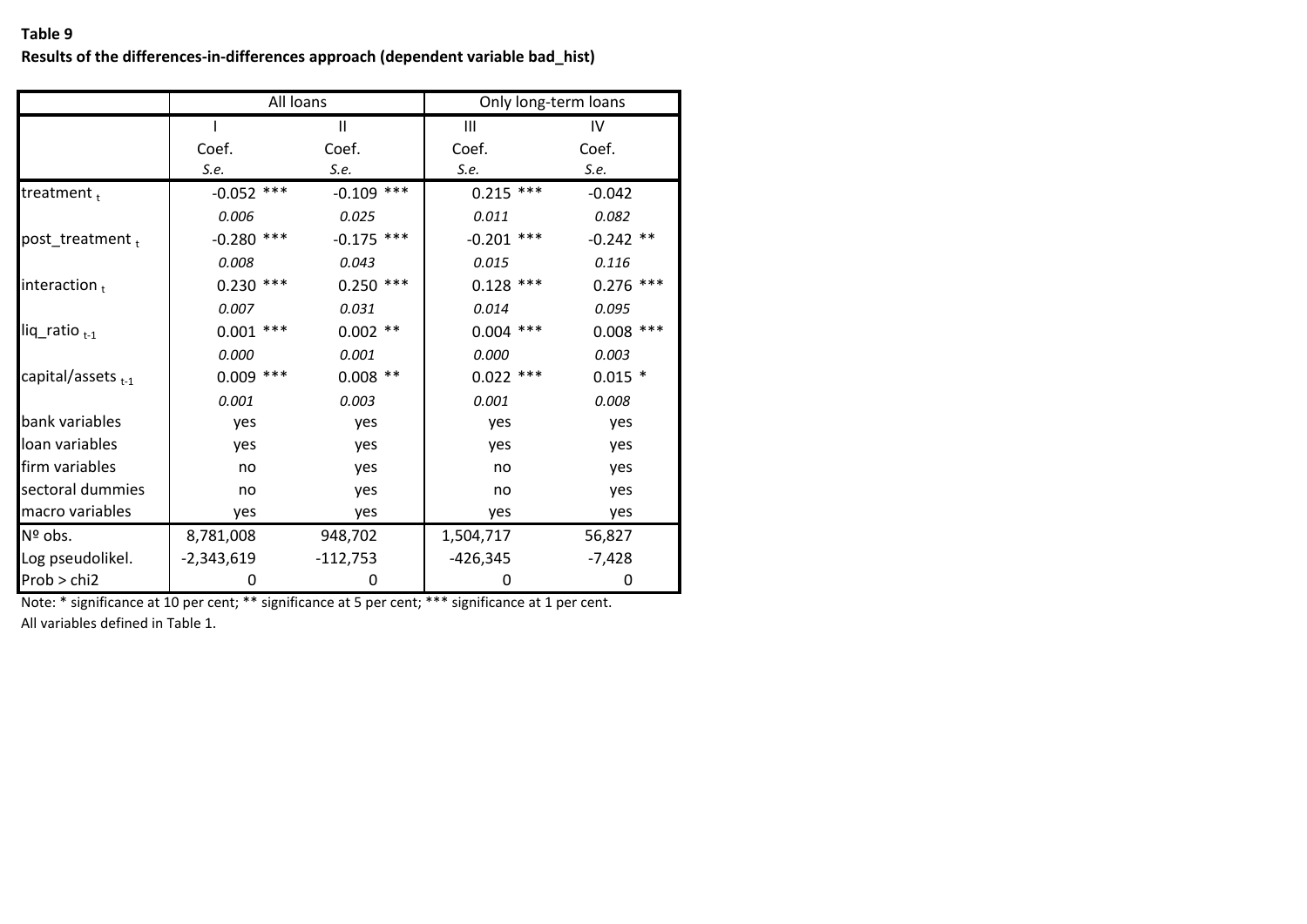**Table 9**

**Results of the differences-in-differences approach (dependent variable bad_hist)**

| | All loans | | Only long-term loans | |
|---|---|---|---|---|
| | I | II | III | IV |
| | Coef. | Coef. | Coef. | Coef. |
| | *S.e.* | *S.e.* | *S.e.* | *S.e.* |
| treatment $_t$ | -0.052 *** | -0.109 *** | 0.215 *** | -0.042 |
| | *0.006* | *0.025* | *0.011* | *0.082* |
| post_treatment $_t$ | -0.280 *** | -0.175 *** | -0.201 *** | -0.242 ** |
| | *0.008* | *0.043* | *0.015* | *0.116* |
| interaction $_t$ | 0.230 *** | 0.250 *** | 0.128 *** | 0.276 *** |
| | *0.007* | *0.031* | *0.014* | *0.095* |
| liq_ratio $_{t-1}$ | 0.001 *** | 0.002 ** | 0.004 *** | 0.008 *** |
| | *0.000* | *0.001* | *0.000* | *0.003* |
| capital/assets $_{t-1}$ | 0.009 *** | 0.008 ** | 0.022 *** | 0.015 * |
| | *0.001* | *0.003* | *0.001* | *0.008* |
| bank variables | yes | yes | yes | yes |
| loan variables | yes | yes | yes | yes |
| firm variables | no | yes | no | yes |
| sectoral dummies | no | yes | no | yes |
| macro variables | yes | yes | yes | yes |
| Nº obs. | 8,781,008 | 948,702 | 1,504,717 | 56,827 |
| Log pseudolikel. | -2,343,619 | -112,753 | -426,345 | -7,428 |
| Prob > chi2 | 0 | 0 | 0 | 0 |

Note: * significance at 10 per cent; ** significance at 5 per cent; *** significance at 1 per cent.
All variables defined in Table 1.